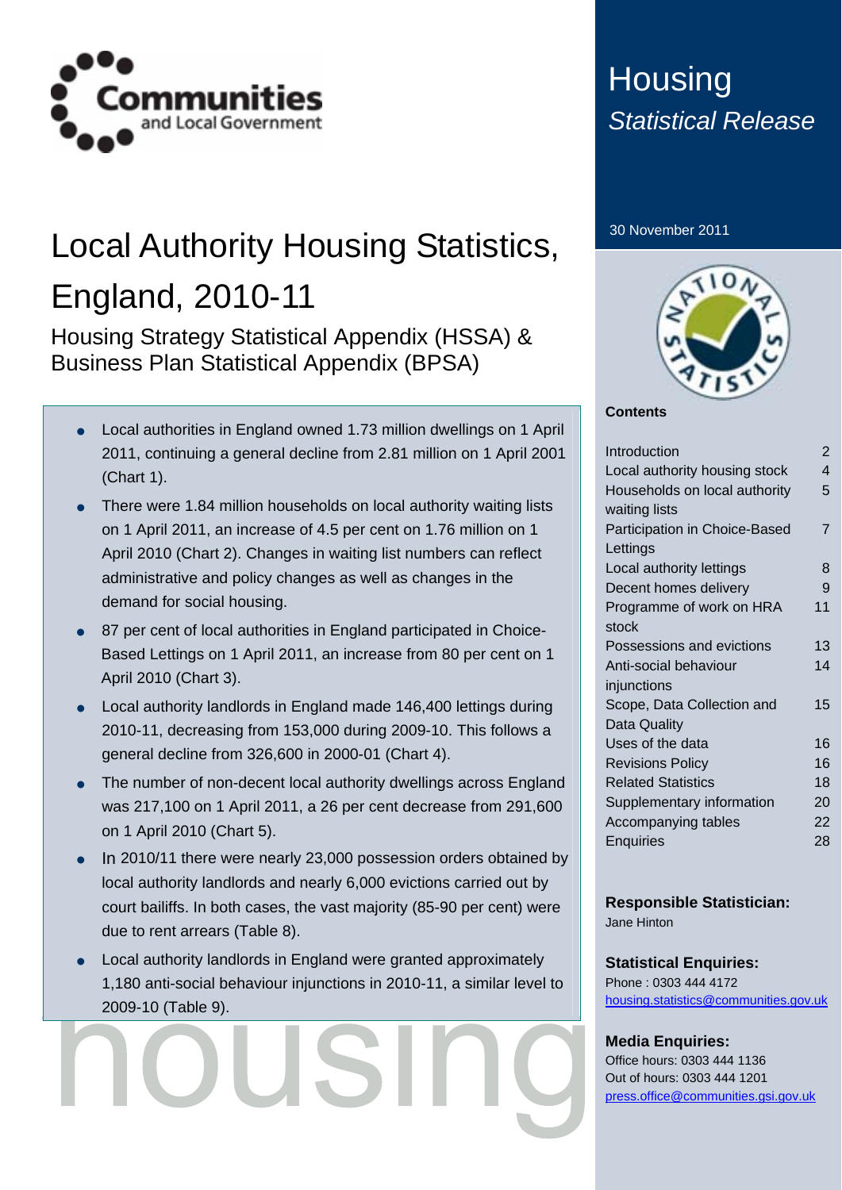Communities and Local Government

# Housing

*Statistical Release*

30 November 2011

# Local Authority Housing Statistics, England, 2010-11

## Housing Strategy Statistical Appendix (HSSA) & Business Plan Statistical Appendix (BPSA)

- Local authorities in England owned 1.73 million dwellings on 1 April 2011, continuing a general decline from 2.81 million on 1 April 2001 (Chart 1).
- There were 1.84 million households on local authority waiting lists on 1 April 2011, an increase of 4.5 per cent on 1.76 million on 1 April 2010 (Chart 2). Changes in waiting list numbers can reflect administrative and policy changes as well as changes in the demand for social housing.
- 87 per cent of local authorities in England participated in Choice-Based Lettings on 1 April 2011, an increase from 80 per cent on 1 April 2010 (Chart 3).
- Local authority landlords in England made 146,400 lettings during 2010-11, decreasing from 153,000 during 2009-10. This follows a general decline from 326,600 in 2000-01 (Chart 4).
- The number of non-decent local authority dwellings across England was 217,100 on 1 April 2011, a 26 per cent decrease from 291,600 on 1 April 2010 (Chart 5).
- In 2010/11 there were nearly 23,000 possession orders obtained by local authority landlords and nearly 6,000 evictions carried out by court bailiffs. In both cases, the vast majority (85-90 per cent) were due to rent arrears (Table 8).
- Local authority landlords in England were granted approximately 1,180 anti-social behaviour injunctions in 2010-11, a similar level to 2009-10 (Table 9).

housing

**Contents**

| | |
|---|---|
| Introduction | 2 |
| Local authority housing stock | 4 |
| Households on local authority waiting lists | 5 |
| Participation in Choice-Based Lettings | 7 |
| Local authority lettings | 8 |
| Decent homes delivery | 9 |
| Programme of work on HRA stock | 11 |
| Possessions and evictions | 13 |
| Anti-social behaviour injunctions | 14 |
| Scope, Data Collection and Data Quality | 15 |
| Uses of the data | 16 |
| Revisions Policy | 16 |
| Related Statistics | 18 |
| Supplementary information | 20 |
| Accompanying tables | 22 |
| Enquiries | 28 |

**Responsible Statistician:**
Jane Hinton

**Statistical Enquiries:**
Phone : 0303 444 4172
housing.statistics@communities.gov.uk

**Media Enquiries:**
Office hours: 0303 444 1136
Out of hours: 0303 444 1201
press.office@communities.gsi.gov.uk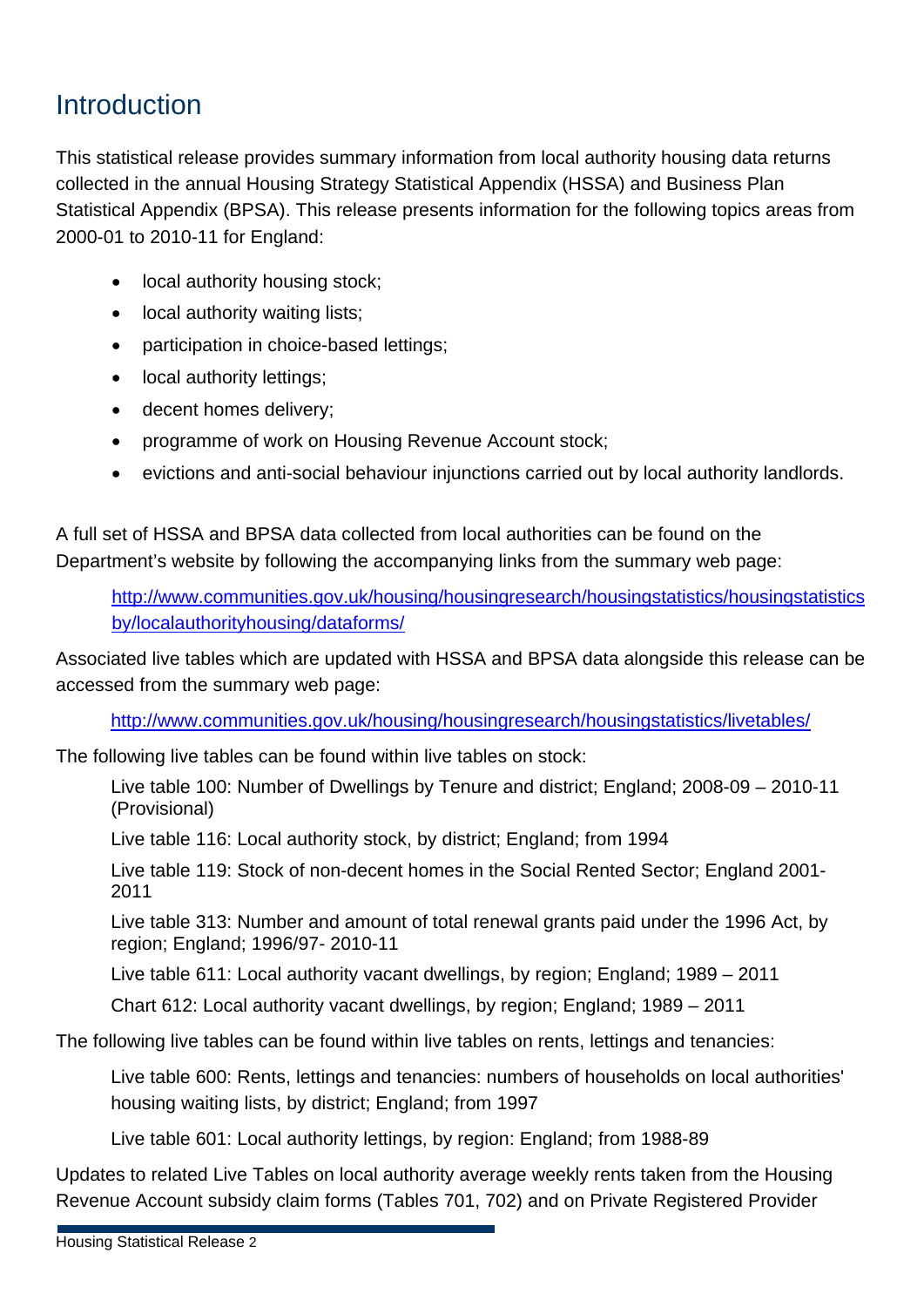# Introduction

This statistical release provides summary information from local authority housing data returns collected in the annual Housing Strategy Statistical Appendix (HSSA) and Business Plan Statistical Appendix (BPSA). This release presents information for the following topics areas from 2000-01 to 2010-11 for England:

- local authority housing stock;
- local authority waiting lists;
- participation in choice-based lettings;
- local authority lettings;
- decent homes delivery;
- programme of work on Housing Revenue Account stock;
- evictions and anti-social behaviour injunctions carried out by local authority landlords.

A full set of HSSA and BPSA data collected from local authorities can be found on the Department's website by following the accompanying links from the summary web page:

> http://www.communities.gov.uk/housing/housingresearch/housingstatistics/housingstatisticsby/localauthorityhousing/dataforms/

Associated live tables which are updated with HSSA and BPSA data alongside this release can be accessed from the summary web page:

> http://www.communities.gov.uk/housing/housingresearch/housingstatistics/livetables/

The following live tables can be found within live tables on stock:

> Live table 100: Number of Dwellings by Tenure and district; England; 2008-09 – 2010-11 (Provisional)
>
> Live table 116: Local authority stock, by district; England; from 1994
>
> Live table 119: Stock of non-decent homes in the Social Rented Sector; England 2001-2011
>
> Live table 313: Number and amount of total renewal grants paid under the 1996 Act, by region; England; 1996/97- 2010-11
>
> Live table 611: Local authority vacant dwellings, by region; England; 1989 – 2011
>
> Chart 612: Local authority vacant dwellings, by region; England; 1989 – 2011

The following live tables can be found within live tables on rents, lettings and tenancies:

> Live table 600: Rents, lettings and tenancies: numbers of households on local authorities' housing waiting lists, by district; England; from 1997
>
> Live table 601: Local authority lettings, by region: England; from 1988-89

Updates to related Live Tables on local authority average weekly rents taken from the Housing Revenue Account subsidy claim forms (Tables 701, 702) and on Private Registered Provider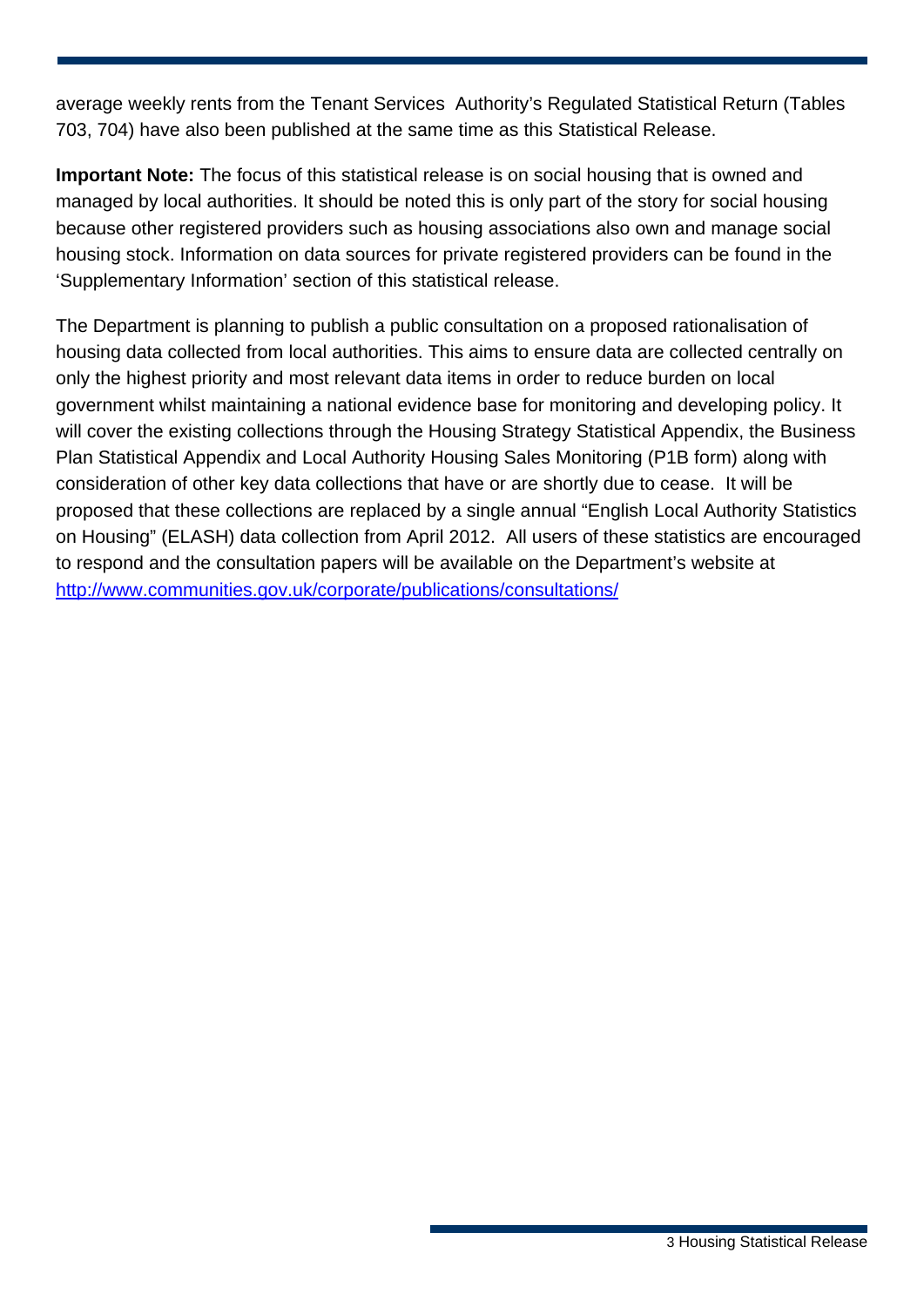average weekly rents from the Tenant Services Authority's Regulated Statistical Return (Tables 703, 704) have also been published at the same time as this Statistical Release.

**Important Note:** The focus of this statistical release is on social housing that is owned and managed by local authorities. It should be noted this is only part of the story for social housing because other registered providers such as housing associations also own and manage social housing stock. Information on data sources for private registered providers can be found in the 'Supplementary Information' section of this statistical release.

The Department is planning to publish a public consultation on a proposed rationalisation of housing data collected from local authorities. This aims to ensure data are collected centrally on only the highest priority and most relevant data items in order to reduce burden on local government whilst maintaining a national evidence base for monitoring and developing policy. It will cover the existing collections through the Housing Strategy Statistical Appendix, the Business Plan Statistical Appendix and Local Authority Housing Sales Monitoring (P1B form) along with consideration of other key data collections that have or are shortly due to cease. It will be proposed that these collections are replaced by a single annual "English Local Authority Statistics on Housing" (ELASH) data collection from April 2012. All users of these statistics are encouraged to respond and the consultation papers will be available on the Department's website at [http://www.communities.gov.uk/corporate/publications/consultations/](http://www.communities.gov.uk/corporate/publications/consultations/)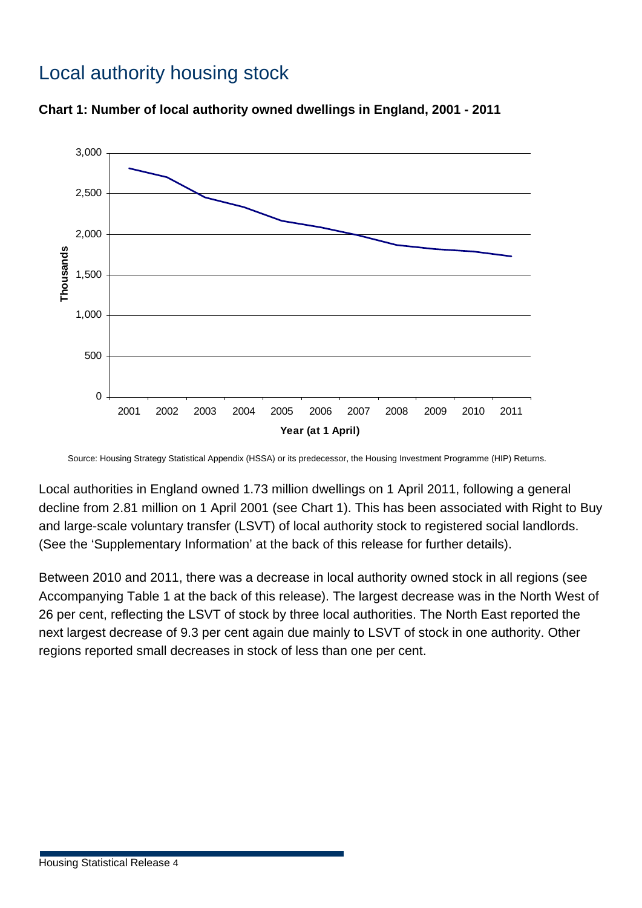# Local authority housing stock

**Chart 1: Number of local authority owned dwellings in England, 2001 - 2011**

Source: Housing Strategy Statistical Appendix (HSSA) or its predecessor, the Housing Investment Programme (HIP) Returns.

Local authorities in England owned 1.73 million dwellings on 1 April 2011, following a general decline from 2.81 million on 1 April 2001 (see Chart 1). This has been associated with Right to Buy and large-scale voluntary transfer (LSVT) of local authority stock to registered social landlords. (See the 'Supplementary Information' at the back of this release for further details).

Between 2010 and 2011, there was a decrease in local authority owned stock in all regions (see Accompanying Table 1 at the back of this release). The largest decrease was in the North West of 26 per cent, reflecting the LSVT of stock by three local authorities. The North East reported the next largest decrease of 9.3 per cent again due mainly to LSVT of stock in one authority. Other regions reported small decreases in stock of less than one per cent.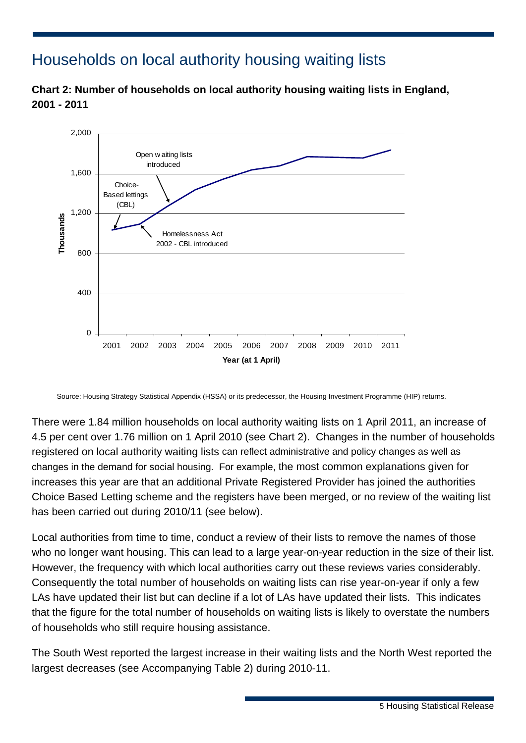# Households on local authority housing waiting lists

**Chart 2: Number of households on local authority housing waiting lists in England, 2001 - 2011**

Source: Housing Strategy Statistical Appendix (HSSA) or its predecessor, the Housing Investment Programme (HIP) returns.

There were 1.84 million households on local authority waiting lists on 1 April 2011, an increase of 4.5 per cent over 1.76 million on 1 April 2010 (see Chart 2). Changes in the number of households registered on local authority waiting lists can reflect administrative and policy changes as well as changes in the demand for social housing. For example, the most common explanations given for increases this year are that an additional Private Registered Provider has joined the authorities Choice Based Letting scheme and the registers have been merged, or no review of the waiting list has been carried out during 2010/11 (see below).

Local authorities from time to time, conduct a review of their lists to remove the names of those who no longer want housing. This can lead to a large year-on-year reduction in the size of their list. However, the frequency with which local authorities carry out these reviews varies considerably. Consequently the total number of households on waiting lists can rise year-on-year if only a few LAs have updated their list but can decline if a lot of LAs have updated their lists. This indicates that the figure for the total number of households on waiting lists is likely to overstate the numbers of households who still require housing assistance.

The South West reported the largest increase in their waiting lists and the North West reported the largest decreases (see Accompanying Table 2) during 2010-11.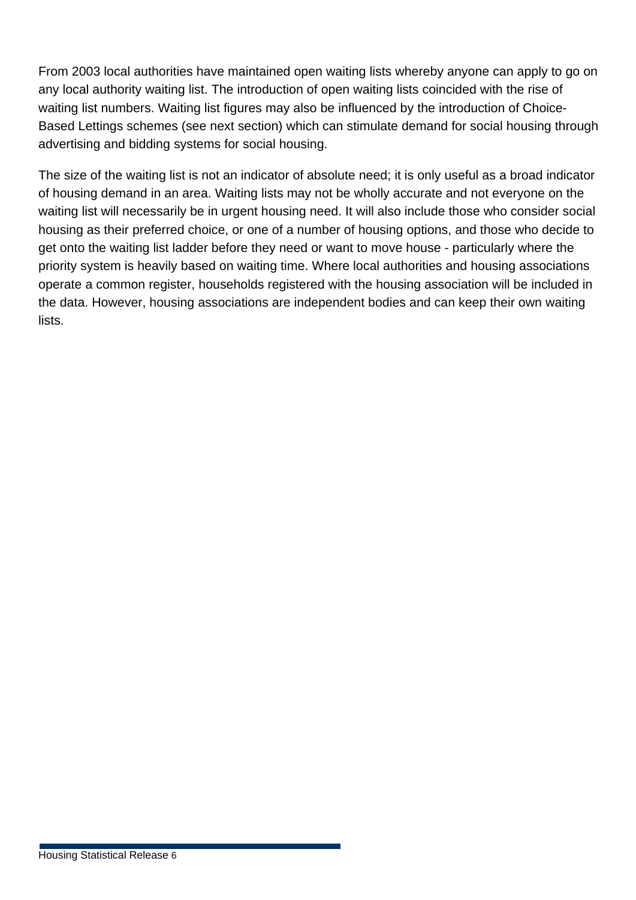From 2003 local authorities have maintained open waiting lists whereby anyone can apply to go on any local authority waiting list. The introduction of open waiting lists coincided with the rise of waiting list numbers. Waiting list figures may also be influenced by the introduction of Choice-Based Lettings schemes (see next section) which can stimulate demand for social housing through advertising and bidding systems for social housing.

The size of the waiting list is not an indicator of absolute need; it is only useful as a broad indicator of housing demand in an area. Waiting lists may not be wholly accurate and not everyone on the waiting list will necessarily be in urgent housing need. It will also include those who consider social housing as their preferred choice, or one of a number of housing options, and those who decide to get onto the waiting list ladder before they need or want to move house - particularly where the priority system is heavily based on waiting time. Where local authorities and housing associations operate a common register, households registered with the housing association will be included in the data. However, housing associations are independent bodies and can keep their own waiting lists.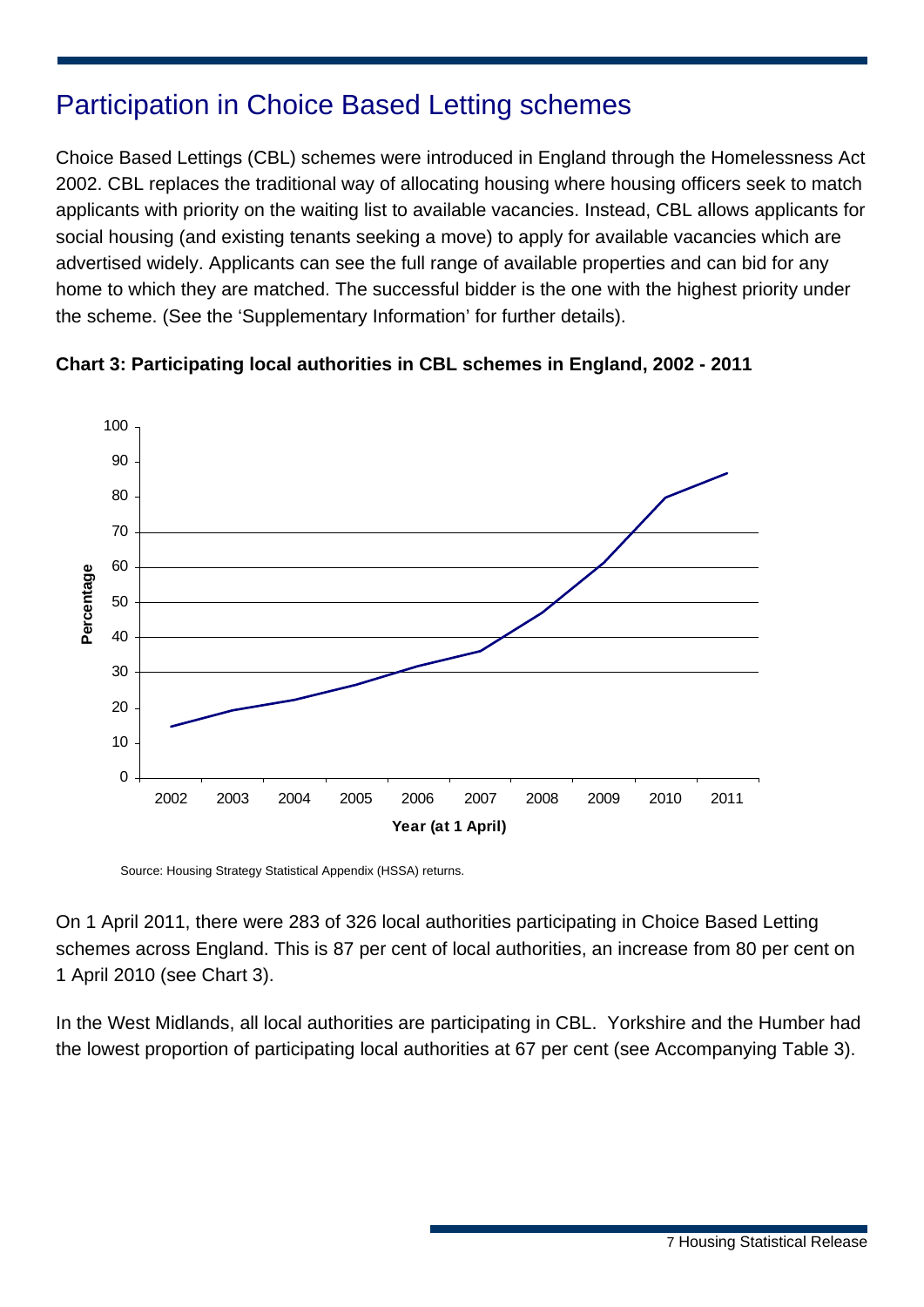# Participation in Choice Based Letting schemes

Choice Based Lettings (CBL) schemes were introduced in England through the Homelessness Act 2002. CBL replaces the traditional way of allocating housing where housing officers seek to match applicants with priority on the waiting list to available vacancies. Instead, CBL allows applicants for social housing (and existing tenants seeking a move) to apply for available vacancies which are advertised widely. Applicants can see the full range of available properties and can bid for any home to which they are matched. The successful bidder is the one with the highest priority under the scheme. (See the 'Supplementary Information' for further details).

**Chart 3: Participating local authorities in CBL schemes in England, 2002 - 2011**

Source: Housing Strategy Statistical Appendix (HSSA) returns.

On 1 April 2011, there were 283 of 326 local authorities participating in Choice Based Letting schemes across England. This is 87 per cent of local authorities, an increase from 80 per cent on 1 April 2010 (see Chart 3).

In the West Midlands, all local authorities are participating in CBL. Yorkshire and the Humber had the lowest proportion of participating local authorities at 67 per cent (see Accompanying Table 3).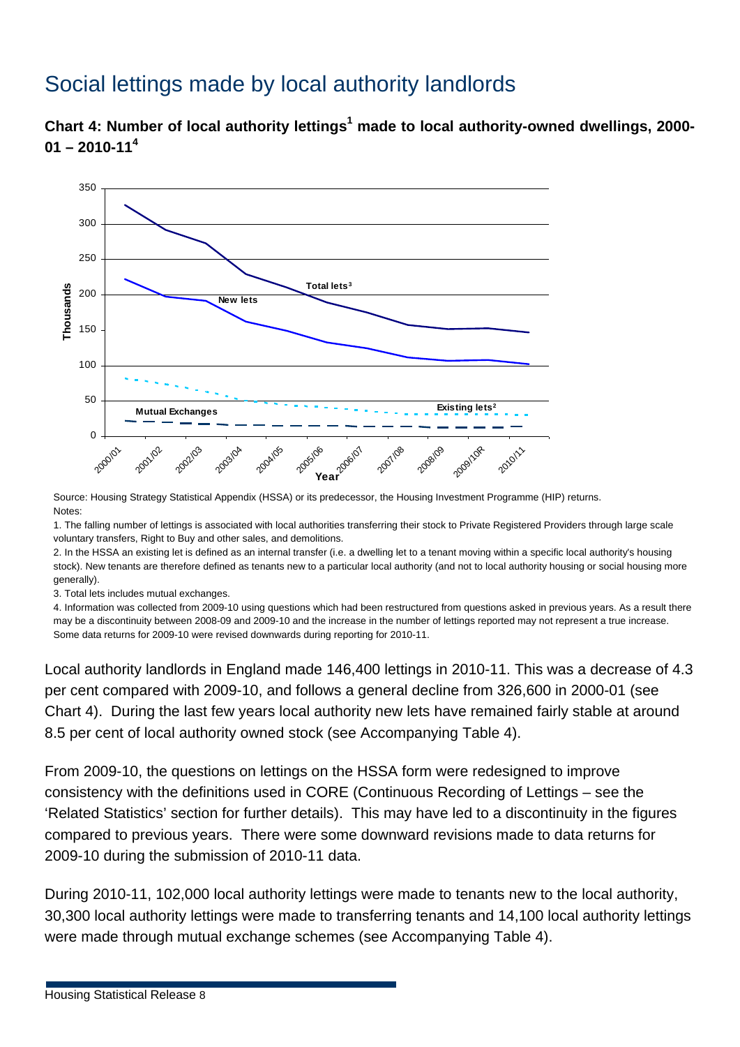# Social lettings made by local authority landlords

**Chart 4: Number of local authority lettings[1] made to local authority-owned dwellings, 2000-01 – 2010-11[4]**

Source: Housing Strategy Statistical Appendix (HSSA) or its predecessor, the Housing Investment Programme (HIP) returns.

Notes:

1. The falling number of lettings is associated with local authorities transferring their stock to Private Registered Providers through large scale voluntary transfers, Right to Buy and other sales, and demolitions.
2. In the HSSA an existing let is defined as an internal transfer (i.e. a dwelling let to a tenant moving within a specific local authority's housing stock). New tenants are therefore defined as tenants new to a particular local authority (and not to local authority housing or social housing more generally).
3. Total lets includes mutual exchanges.
4. Information was collected from 2009-10 using questions which had been restructured from questions asked in previous years. As a result there may be a discontinuity between 2008-09 and 2009-10 and the increase in the number of lettings reported may not represent a true increase. Some data returns for 2009-10 were revised downwards during reporting for 2010-11.

Local authority landlords in England made 146,400 lettings in 2010-11. This was a decrease of 4.3 per cent compared with 2009-10, and follows a general decline from 326,600 in 2000-01 (see Chart 4). During the last few years local authority new lets have remained fairly stable at around 8.5 per cent of local authority owned stock (see Accompanying Table 4).

From 2009-10, the questions on lettings on the HSSA form were redesigned to improve consistency with the definitions used in CORE (Continuous Recording of Lettings – see the 'Related Statistics' section for further details). This may have led to a discontinuity in the figures compared to previous years. There were some downward revisions made to data returns for 2009-10 during the submission of 2010-11 data.

During 2010-11, 102,000 local authority lettings were made to tenants new to the local authority, 30,300 local authority lettings were made to transferring tenants and 14,100 local authority lettings were made through mutual exchange schemes (see Accompanying Table 4).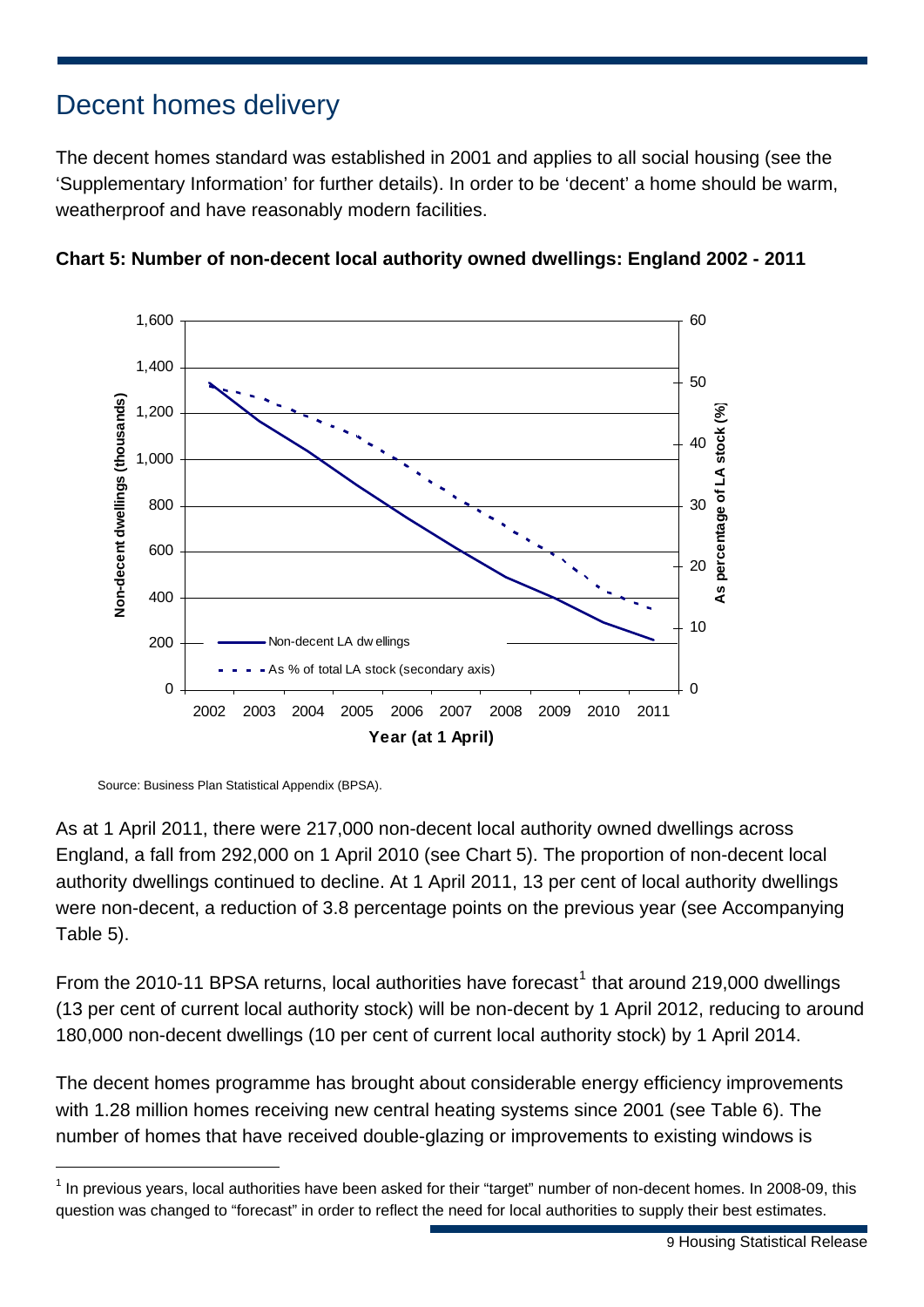# Decent homes delivery

The decent homes standard was established in 2001 and applies to all social housing (see the 'Supplementary Information' for further details). In order to be 'decent' a home should be warm, weatherproof and have reasonably modern facilities.

**Chart 5: Number of non-decent local authority owned dwellings: England 2002 - 2011**

Source: Business Plan Statistical Appendix (BPSA).

As at 1 April 2011, there were 217,000 non-decent local authority owned dwellings across England, a fall from 292,000 on 1 April 2010 (see Chart 5). The proportion of non-decent local authority dwellings continued to decline. At 1 April 2011, 13 per cent of local authority dwellings were non-decent, a reduction of 3.8 percentage points on the previous year (see Accompanying Table 5).

From the 2010-11 BPSA returns, local authorities have forecast[1] that around 219,000 dwellings (13 per cent of current local authority stock) will be non-decent by 1 April 2012, reducing to around 180,000 non-decent dwellings (10 per cent of current local authority stock) by 1 April 2014.

The decent homes programme has brought about considerable energy efficiency improvements with 1.28 million homes receiving new central heating systems since 2001 (see Table 6). The number of homes that have received double-glazing or improvements to existing windows is

---

[1] In previous years, local authorities have been asked for their "target" number of non-decent homes. In 2008-09, this question was changed to "forecast" in order to reflect the need for local authorities to supply their best estimates.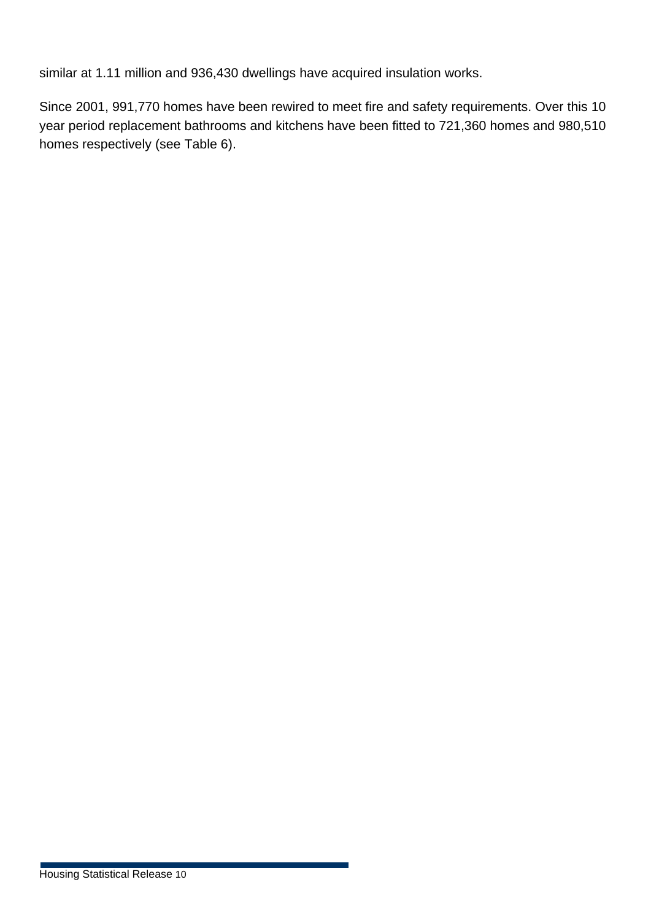similar at 1.11 million and 936,430 dwellings have acquired insulation works.

Since 2001, 991,770 homes have been rewired to meet fire and safety requirements. Over this 10 year period replacement bathrooms and kitchens have been fitted to 721,360 homes and 980,510 homes respectively (see Table 6).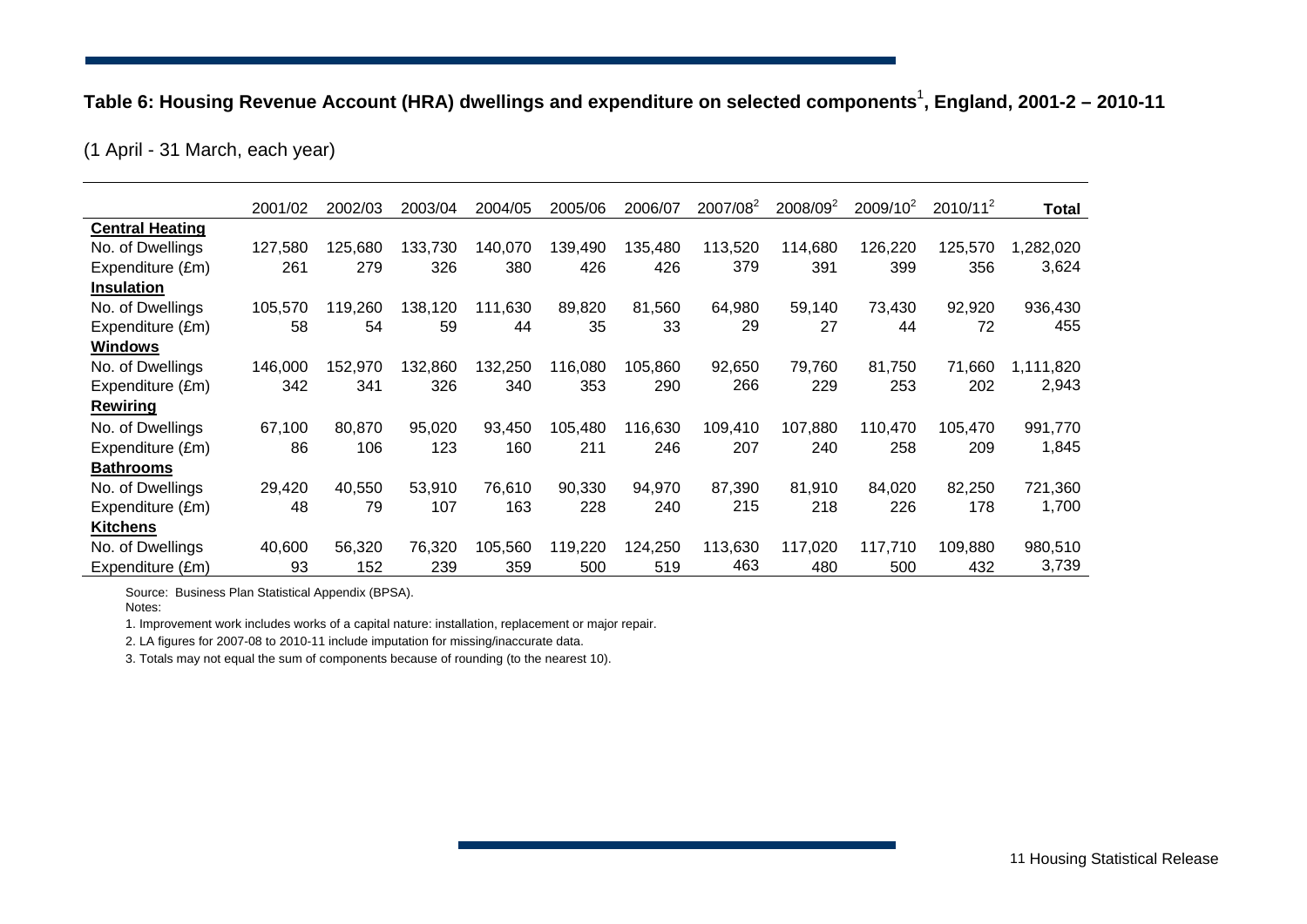**Table 6: Housing Revenue Account (HRA) dwellings and expenditure on selected components[1], England, 2001-2 – 2010-11**

(1 April - 31 March, each year)

| | 2001/02 | 2002/03 | 2003/04 | 2004/05 | 2005/06 | 2006/07 | 2007/08[2] | 2008/09[2] | 2009/10[2] | 2010/11[2] | Total |
|---|---|---|---|---|---|---|---|---|---|---|---|
| **Central Heating** | | | | | | | | | | | |
| No. of Dwellings | 127,580 | 125,680 | 133,730 | 140,070 | 139,490 | 135,480 | 113,520 | 114,680 | 126,220 | 125,570 | 1,282,020 |
| Expenditure (£m) | 261 | 279 | 326 | 380 | 426 | 426 | 379 | 391 | 399 | 356 | 3,624 |
| **Insulation** | | | | | | | | | | | |
| No. of Dwellings | 105,570 | 119,260 | 138,120 | 111,630 | 89,820 | 81,560 | 64,980 | 59,140 | 73,430 | 92,920 | 936,430 |
| Expenditure (£m) | 58 | 54 | 59 | 44 | 35 | 33 | 29 | 27 | 44 | 72 | 455 |
| **Windows** | | | | | | | | | | | |
| No. of Dwellings | 146,000 | 152,970 | 132,860 | 132,250 | 116,080 | 105,860 | 92,650 | 79,760 | 81,750 | 71,660 | 1,111,820 |
| Expenditure (£m) | 342 | 341 | 326 | 340 | 353 | 290 | 266 | 229 | 253 | 202 | 2,943 |
| **Rewiring** | | | | | | | | | | | |
| No. of Dwellings | 67,100 | 80,870 | 95,020 | 93,450 | 105,480 | 116,630 | 109,410 | 107,880 | 110,470 | 105,470 | 991,770 |
| Expenditure (£m) | 86 | 106 | 123 | 160 | 211 | 246 | 207 | 240 | 258 | 209 | 1,845 |
| **Bathrooms** | | | | | | | | | | | |
| No. of Dwellings | 29,420 | 40,550 | 53,910 | 76,610 | 90,330 | 94,970 | 87,390 | 81,910 | 84,020 | 82,250 | 721,360 |
| Expenditure (£m) | 48 | 79 | 107 | 163 | 228 | 240 | 215 | 218 | 226 | 178 | 1,700 |
| **Kitchens** | | | | | | | | | | | |
| No. of Dwellings | 40,600 | 56,320 | 76,320 | 105,560 | 119,220 | 124,250 | 113,630 | 117,020 | 117,710 | 109,880 | 980,510 |
| Expenditure (£m) | 93 | 152 | 239 | 359 | 500 | 519 | 463 | 480 | 500 | 432 | 3,739 |

Source: Business Plan Statistical Appendix (BPSA).

Notes:

1. Improvement work includes works of a capital nature: installation, replacement or major repair.
2. LA figures for 2007-08 to 2010-11 include imputation for missing/inaccurate data.
3. Totals may not equal the sum of components because of rounding (to the nearest 10).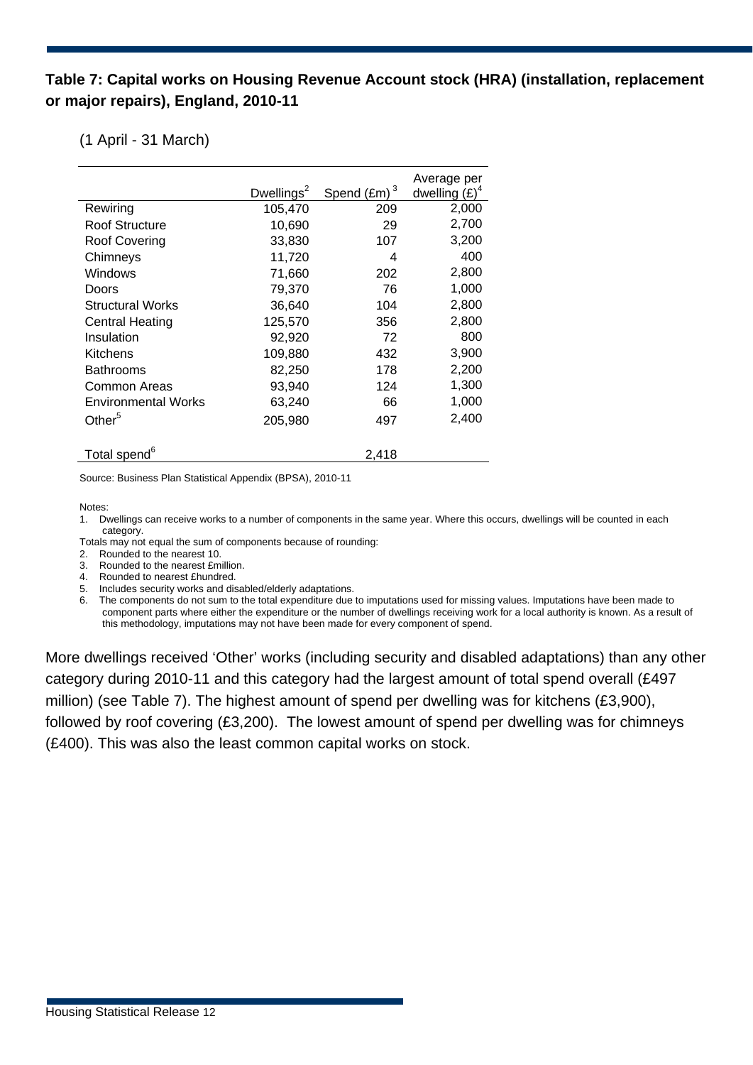**Table 7: Capital works on Housing Revenue Account stock (HRA) (installation, replacement or major repairs), England, 2010-11**

(1 April - 31 March)

| | Dwellings[2] | Spend (£m)[3] | Average per dwelling (£)[4] |
|---|---|---|---|
| Rewiring | 105,470 | 209 | 2,000 |
| Roof Structure | 10,690 | 29 | 2,700 |
| Roof Covering | 33,830 | 107 | 3,200 |
| Chimneys | 11,720 | 4 | 400 |
| Windows | 71,660 | 202 | 2,800 |
| Doors | 79,370 | 76 | 1,000 |
| Structural Works | 36,640 | 104 | 2,800 |
| Central Heating | 125,570 | 356 | 2,800 |
| Insulation | 92,920 | 72 | 800 |
| Kitchens | 109,880 | 432 | 3,900 |
| Bathrooms | 82,250 | 178 | 2,200 |
| Common Areas | 93,940 | 124 | 1,300 |
| Environmental Works | 63,240 | 66 | 1,000 |
| Other[5] | 205,980 | 497 | 2,400 |
| Total spend[6] | | 2,418 | |

Source: Business Plan Statistical Appendix (BPSA), 2010-11

Notes:

1. Dwellings can receive works to a number of components in the same year. Where this occurs, dwellings will be counted in each category.

Totals may not equal the sum of components because of rounding:

2. Rounded to the nearest 10.
3. Rounded to the nearest £million.
4. Rounded to nearest £hundred.
5. Includes security works and disabled/elderly adaptations.
6. The components do not sum to the total expenditure due to imputations used for missing values. Imputations have been made to component parts where either the expenditure or the number of dwellings receiving work for a local authority is known. As a result of this methodology, imputations may not have been made for every component of spend.

More dwellings received 'Other' works (including security and disabled adaptations) than any other category during 2010-11 and this category had the largest amount of total spend overall (£497 million) (see Table 7). The highest amount of spend per dwelling was for kitchens (£3,900), followed by roof covering (£3,200). The lowest amount of spend per dwelling was for chimneys (£400). This was also the least common capital works on stock.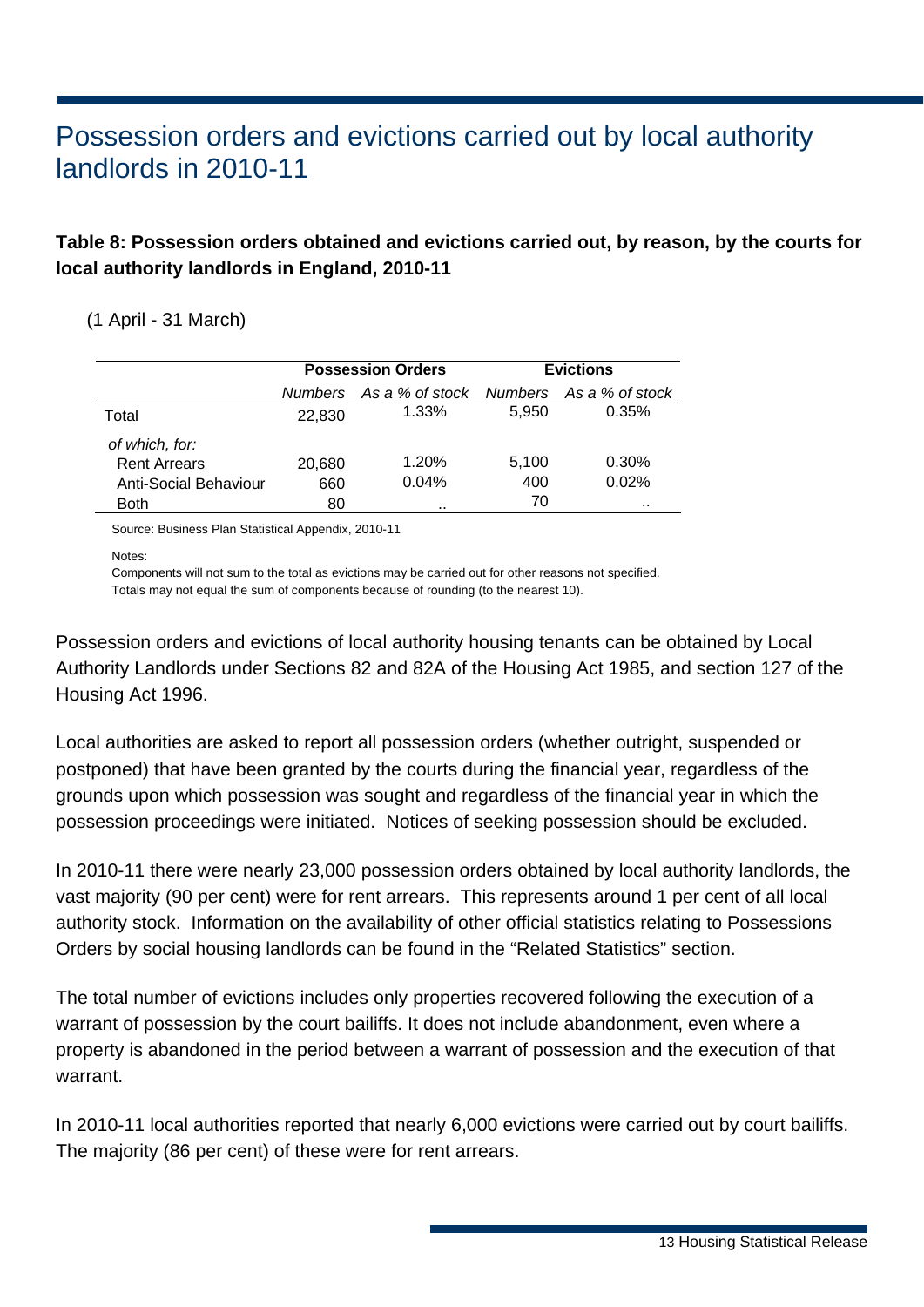# Possession orders and evictions carried out by local authority landlords in 2010-11

**Table 8: Possession orders obtained and evictions carried out, by reason, by the courts for local authority landlords in England, 2010-11**

(1 April - 31 March)

| | Possession Orders | | Evictions | |
|---|---|---|---|---|
| | *Numbers* | *As a % of stock* | *Numbers* | *As a % of stock* |
| Total | 22,830 | 1.33% | 5,950 | 0.35% |
| *of which, for:* | | | | |
| Rent Arrears | 20,680 | 1.20% | 5,100 | 0.30% |
| Anti-Social Behaviour | 660 | 0.04% | 400 | 0.02% |
| Both | 80 | .. | 70 | .. |

Source: Business Plan Statistical Appendix, 2010-11

Notes:

Components will not sum to the total as evictions may be carried out for other reasons not specified.

Totals may not equal the sum of components because of rounding (to the nearest 10).

Possession orders and evictions of local authority housing tenants can be obtained by Local Authority Landlords under Sections 82 and 82A of the Housing Act 1985, and section 127 of the Housing Act 1996.

Local authorities are asked to report all possession orders (whether outright, suspended or postponed) that have been granted by the courts during the financial year, regardless of the grounds upon which possession was sought and regardless of the financial year in which the possession proceedings were initiated. Notices of seeking possession should be excluded.

In 2010-11 there were nearly 23,000 possession orders obtained by local authority landlords, the vast majority (90 per cent) were for rent arrears. This represents around 1 per cent of all local authority stock. Information on the availability of other official statistics relating to Possessions Orders by social housing landlords can be found in the "Related Statistics" section.

The total number of evictions includes only properties recovered following the execution of a warrant of possession by the court bailiffs. It does not include abandonment, even where a property is abandoned in the period between a warrant of possession and the execution of that warrant.

In 2010-11 local authorities reported that nearly 6,000 evictions were carried out by court bailiffs. The majority (86 per cent) of these were for rent arrears.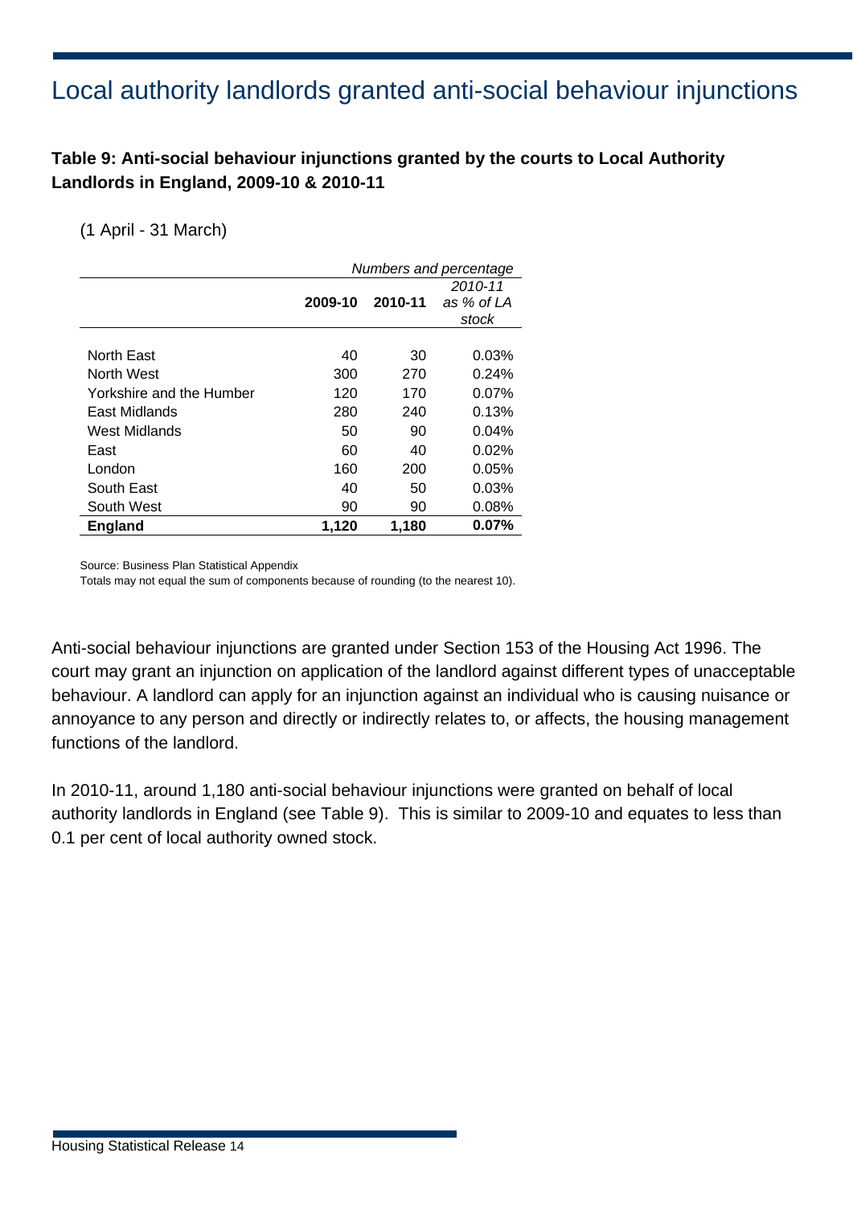# Local authority landlords granted anti-social behaviour injunctions

**Table 9: Anti-social behaviour injunctions granted by the courts to Local Authority Landlords in England, 2009-10 & 2010-11**

(1 April - 31 March)

| | | | *Numbers and percentage* |
|---|---|---|---|
| | **2009-10** | **2010-11** | *2010-11 as % of LA stock* |
| North East | 40 | 30 | 0.03% |
| North West | 300 | 270 | 0.24% |
| Yorkshire and the Humber | 120 | 170 | 0.07% |
| East Midlands | 280 | 240 | 0.13% |
| West Midlands | 50 | 90 | 0.04% |
| East | 60 | 40 | 0.02% |
| London | 160 | 200 | 0.05% |
| South East | 40 | 50 | 0.03% |
| South West | 90 | 90 | 0.08% |
| **England** | **1,120** | **1,180** | **0.07%** |

Source: Business Plan Statistical Appendix

Totals may not equal the sum of components because of rounding (to the nearest 10).

Anti-social behaviour injunctions are granted under Section 153 of the Housing Act 1996. The court may grant an injunction on application of the landlord against different types of unacceptable behaviour. A landlord can apply for an injunction against an individual who is causing nuisance or annoyance to any person and directly or indirectly relates to, or affects, the housing management functions of the landlord.

In 2010-11, around 1,180 anti-social behaviour injunctions were granted on behalf of local authority landlords in England (see Table 9). This is similar to 2009-10 and equates to less than 0.1 per cent of local authority owned stock.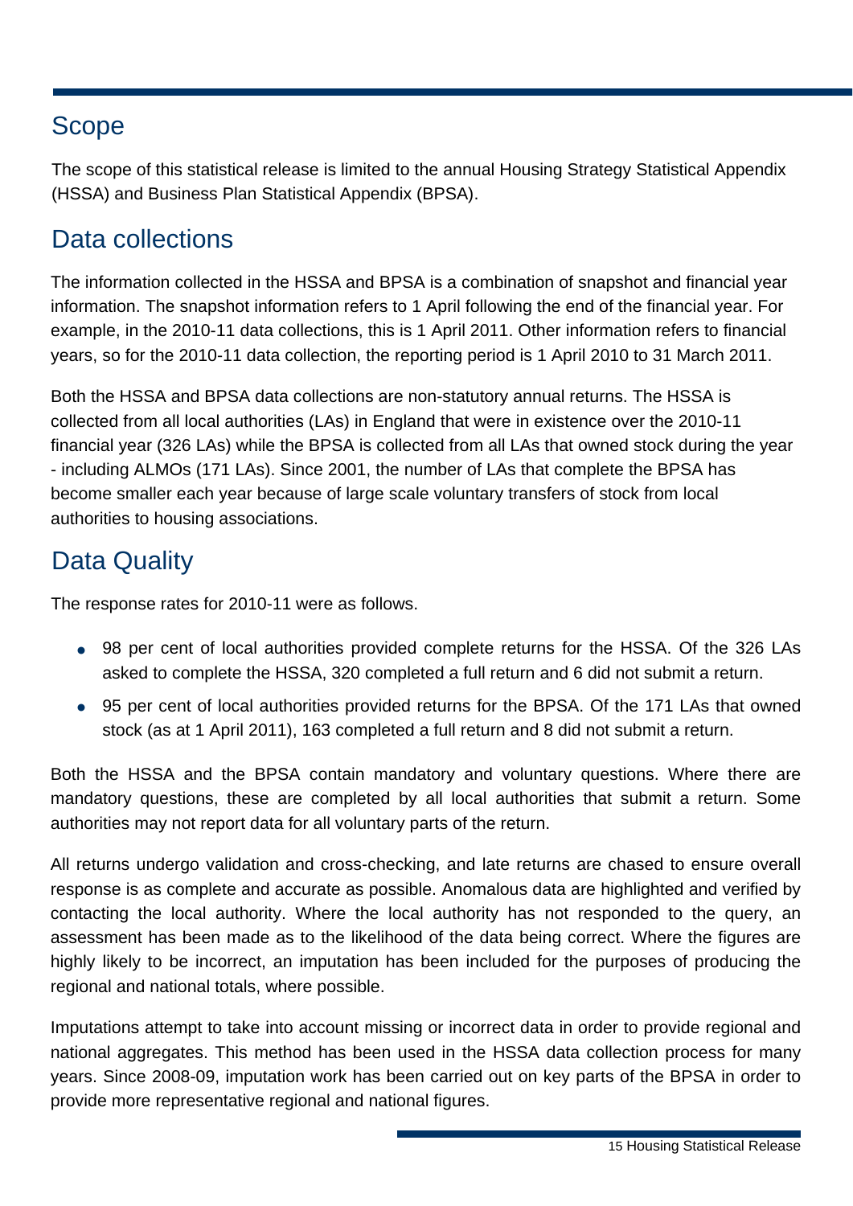## Scope

The scope of this statistical release is limited to the annual Housing Strategy Statistical Appendix (HSSA) and Business Plan Statistical Appendix (BPSA).

## Data collections

The information collected in the HSSA and BPSA is a combination of snapshot and financial year information. The snapshot information refers to 1 April following the end of the financial year. For example, in the 2010-11 data collections, this is 1 April 2011. Other information refers to financial years, so for the 2010-11 data collection, the reporting period is 1 April 2010 to 31 March 2011.

Both the HSSA and BPSA data collections are non-statutory annual returns. The HSSA is collected from all local authorities (LAs) in England that were in existence over the 2010-11 financial year (326 LAs) while the BPSA is collected from all LAs that owned stock during the year - including ALMOs (171 LAs). Since 2001, the number of LAs that complete the BPSA has become smaller each year because of large scale voluntary transfers of stock from local authorities to housing associations.

## Data Quality

The response rates for 2010-11 were as follows.

- 98 per cent of local authorities provided complete returns for the HSSA. Of the 326 LAs asked to complete the HSSA, 320 completed a full return and 6 did not submit a return.
- 95 per cent of local authorities provided returns for the BPSA. Of the 171 LAs that owned stock (as at 1 April 2011), 163 completed a full return and 8 did not submit a return.

Both the HSSA and the BPSA contain mandatory and voluntary questions. Where there are mandatory questions, these are completed by all local authorities that submit a return. Some authorities may not report data for all voluntary parts of the return.

All returns undergo validation and cross-checking, and late returns are chased to ensure overall response is as complete and accurate as possible. Anomalous data are highlighted and verified by contacting the local authority. Where the local authority has not responded to the query, an assessment has been made as to the likelihood of the data being correct. Where the figures are highly likely to be incorrect, an imputation has been included for the purposes of producing the regional and national totals, where possible.

Imputations attempt to take into account missing or incorrect data in order to provide regional and national aggregates. This method has been used in the HSSA data collection process for many years. Since 2008-09, imputation work has been carried out on key parts of the BPSA in order to provide more representative regional and national figures.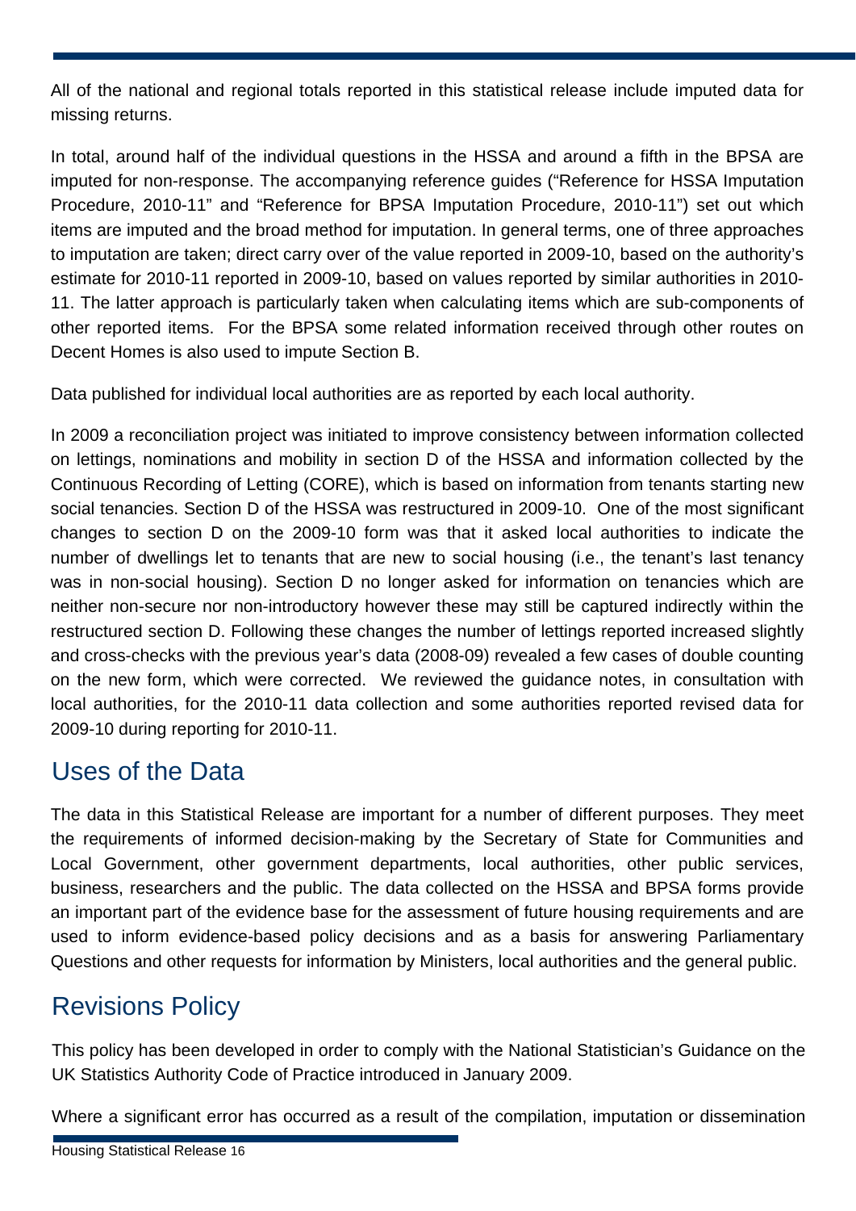All of the national and regional totals reported in this statistical release include imputed data for missing returns.

In total, around half of the individual questions in the HSSA and around a fifth in the BPSA are imputed for non-response. The accompanying reference guides ("Reference for HSSA Imputation Procedure, 2010-11" and "Reference for BPSA Imputation Procedure, 2010-11") set out which items are imputed and the broad method for imputation. In general terms, one of three approaches to imputation are taken; direct carry over of the value reported in 2009-10, based on the authority's estimate for 2010-11 reported in 2009-10, based on values reported by similar authorities in 2010-11. The latter approach is particularly taken when calculating items which are sub-components of other reported items. For the BPSA some related information received through other routes on Decent Homes is also used to impute Section B.

Data published for individual local authorities are as reported by each local authority.

In 2009 a reconciliation project was initiated to improve consistency between information collected on lettings, nominations and mobility in section D of the HSSA and information collected by the Continuous Recording of Letting (CORE), which is based on information from tenants starting new social tenancies. Section D of the HSSA was restructured in 2009-10. One of the most significant changes to section D on the 2009-10 form was that it asked local authorities to indicate the number of dwellings let to tenants that are new to social housing (i.e., the tenant's last tenancy was in non-social housing). Section D no longer asked for information on tenancies which are neither non-secure nor non-introductory however these may still be captured indirectly within the restructured section D. Following these changes the number of lettings reported increased slightly and cross-checks with the previous year's data (2008-09) revealed a few cases of double counting on the new form, which were corrected. We reviewed the guidance notes, in consultation with local authorities, for the 2010-11 data collection and some authorities reported revised data for 2009-10 during reporting for 2010-11.

## Uses of the Data

The data in this Statistical Release are important for a number of different purposes. They meet the requirements of informed decision-making by the Secretary of State for Communities and Local Government, other government departments, local authorities, other public services, business, researchers and the public. The data collected on the HSSA and BPSA forms provide an important part of the evidence base for the assessment of future housing requirements and are used to inform evidence-based policy decisions and as a basis for answering Parliamentary Questions and other requests for information by Ministers, local authorities and the general public.

## Revisions Policy

This policy has been developed in order to comply with the National Statistician's Guidance on the UK Statistics Authority Code of Practice introduced in January 2009.

Where a significant error has occurred as a result of the compilation, imputation or dissemination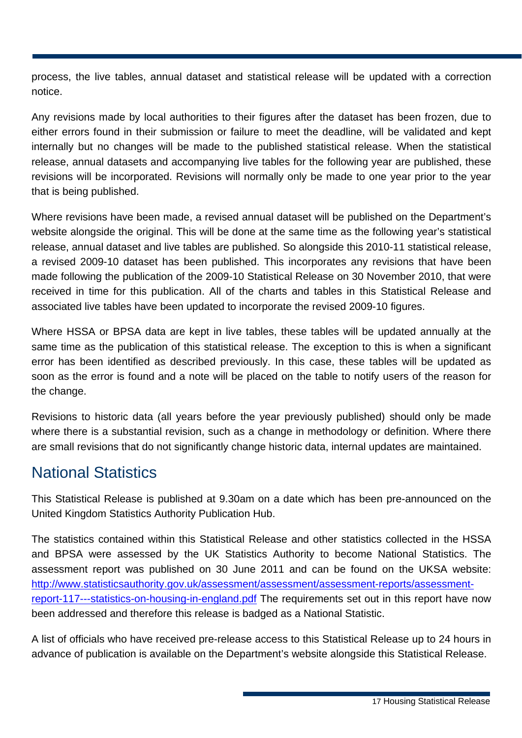process, the live tables, annual dataset and statistical release will be updated with a correction notice.

Any revisions made by local authorities to their figures after the dataset has been frozen, due to either errors found in their submission or failure to meet the deadline, will be validated and kept internally but no changes will be made to the published statistical release. When the statistical release, annual datasets and accompanying live tables for the following year are published, these revisions will be incorporated. Revisions will normally only be made to one year prior to the year that is being published.

Where revisions have been made, a revised annual dataset will be published on the Department's website alongside the original. This will be done at the same time as the following year's statistical release, annual dataset and live tables are published. So alongside this 2010-11 statistical release, a revised 2009-10 dataset has been published. This incorporates any revisions that have been made following the publication of the 2009-10 Statistical Release on 30 November 2010, that were received in time for this publication. All of the charts and tables in this Statistical Release and associated live tables have been updated to incorporate the revised 2009-10 figures.

Where HSSA or BPSA data are kept in live tables, these tables will be updated annually at the same time as the publication of this statistical release. The exception to this is when a significant error has been identified as described previously. In this case, these tables will be updated as soon as the error is found and a note will be placed on the table to notify users of the reason for the change.

Revisions to historic data (all years before the year previously published) should only be made where there is a substantial revision, such as a change in methodology or definition. Where there are small revisions that do not significantly change historic data, internal updates are maintained.

## National Statistics

This Statistical Release is published at 9.30am on a date which has been pre-announced on the United Kingdom Statistics Authority Publication Hub.

The statistics contained within this Statistical Release and other statistics collected in the HSSA and BPSA were assessed by the UK Statistics Authority to become National Statistics. The assessment report was published on 30 June 2011 and can be found on the UKSA website: http://www.statisticsauthority.gov.uk/assessment/assessment/assessment-reports/assessment-report-117---statistics-on-housing-in-england.pdf The requirements set out in this report have now been addressed and therefore this release is badged as a National Statistic.

A list of officials who have received pre-release access to this Statistical Release up to 24 hours in advance of publication is available on the Department's website alongside this Statistical Release.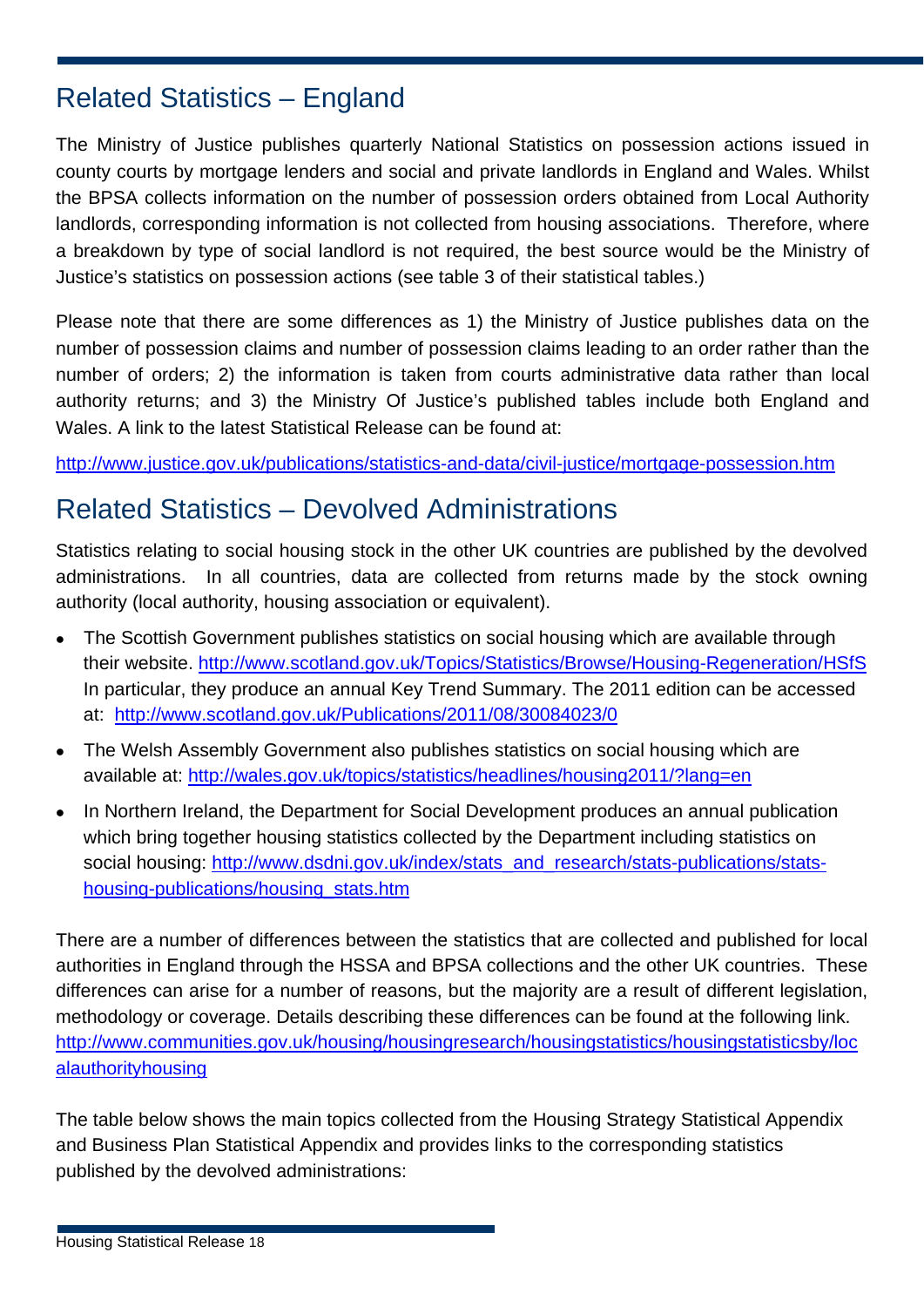## Related Statistics – England

The Ministry of Justice publishes quarterly National Statistics on possession actions issued in county courts by mortgage lenders and social and private landlords in England and Wales. Whilst the BPSA collects information on the number of possession orders obtained from Local Authority landlords, corresponding information is not collected from housing associations. Therefore, where a breakdown by type of social landlord is not required, the best source would be the Ministry of Justice's statistics on possession actions (see table 3 of their statistical tables.)

Please note that there are some differences as 1) the Ministry of Justice publishes data on the number of possession claims and number of possession claims leading to an order rather than the number of orders; 2) the information is taken from courts administrative data rather than local authority returns; and 3) the Ministry Of Justice's published tables include both England and Wales. A link to the latest Statistical Release can be found at:

http://www.justice.gov.uk/publications/statistics-and-data/civil-justice/mortgage-possession.htm

## Related Statistics – Devolved Administrations

Statistics relating to social housing stock in the other UK countries are published by the devolved administrations. In all countries, data are collected from returns made by the stock owning authority (local authority, housing association or equivalent).

- The Scottish Government publishes statistics on social housing which are available through their website. http://www.scotland.gov.uk/Topics/Statistics/Browse/Housing-Regeneration/HSfS In particular, they produce an annual Key Trend Summary. The 2011 edition can be accessed at: http://www.scotland.gov.uk/Publications/2011/08/30084023/0
- The Welsh Assembly Government also publishes statistics on social housing which are available at: http://wales.gov.uk/topics/statistics/headlines/housing2011/?lang=en
- In Northern Ireland, the Department for Social Development produces an annual publication which bring together housing statistics collected by the Department including statistics on social housing: http://www.dsdni.gov.uk/index/stats_and_research/stats-publications/stats-housing-publications/housing_stats.htm

There are a number of differences between the statistics that are collected and published for local authorities in England through the HSSA and BPSA collections and the other UK countries. These differences can arise for a number of reasons, but the majority are a result of different legislation, methodology or coverage. Details describing these differences can be found at the following link. http://www.communities.gov.uk/housing/housingresearch/housingstatistics/housingstatisticsby/localauthorityhousing

The table below shows the main topics collected from the Housing Strategy Statistical Appendix and Business Plan Statistical Appendix and provides links to the corresponding statistics published by the devolved administrations: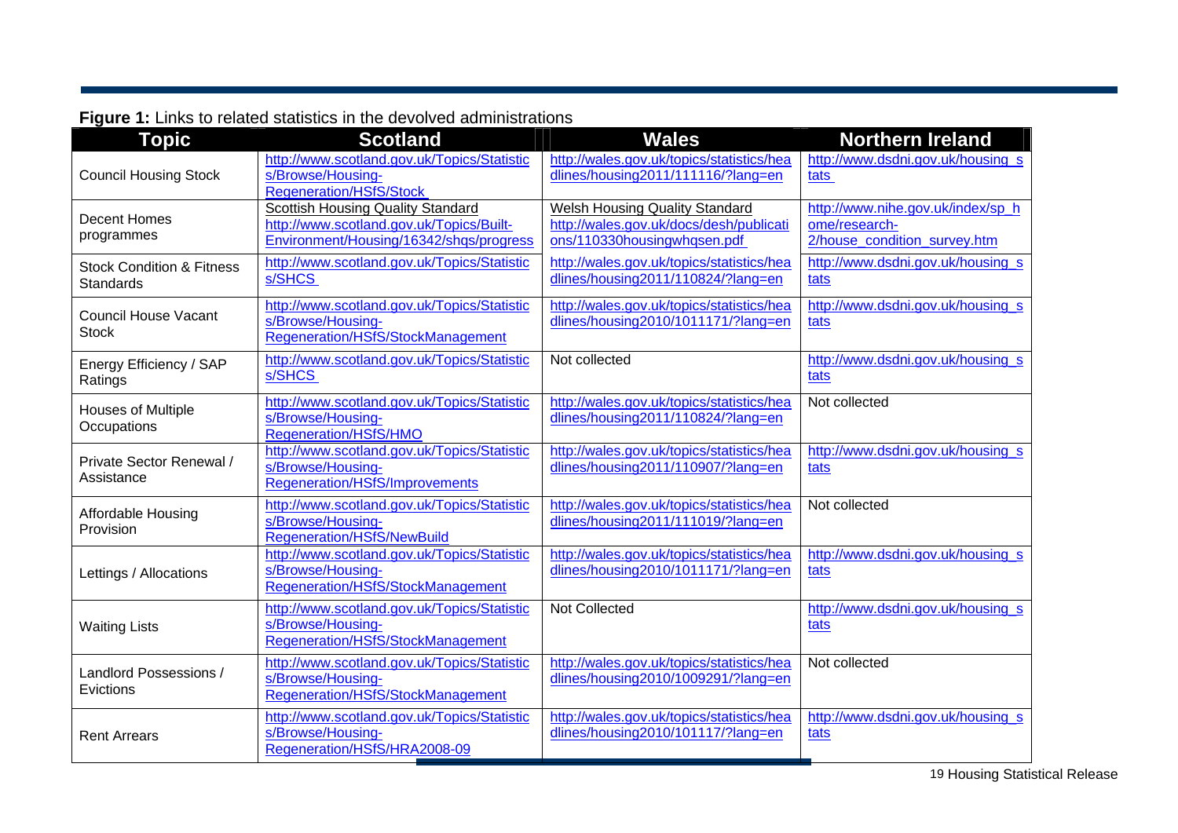**Figure 1:** Links to related statistics in the devolved administrations

| Topic | Scotland | Wales | Northern Ireland |
|---|---|---|---|
| Council Housing Stock | http://www.scotland.gov.uk/Topics/Statistics/Browse/Housing-Regeneration/HSfS/Stock | http://wales.gov.uk/topics/statistics/headlines/housing2011/111116/?lang=en | http://www.dsdni.gov.uk/housing_stats |
| Decent Homes programmes | Scottish Housing Quality Standard http://www.scotland.gov.uk/Topics/Built-Environment/Housing/16342/shqs/progress | Welsh Housing Quality Standard http://wales.gov.uk/docs/desh/publications/110330housingwhqsen.pdf | http://www.nihe.gov.uk/index/sp_home/research-2/house_condition_survey.htm |
| Stock Condition & Fitness Standards | http://www.scotland.gov.uk/Topics/Statistics/SHCS | http://wales.gov.uk/topics/statistics/headlines/housing2011/110824/?lang=en | http://www.dsdni.gov.uk/housing_stats |
| Council House Vacant Stock | http://www.scotland.gov.uk/Topics/Statistics/Browse/Housing-Regeneration/HSfS/StockManagement | http://wales.gov.uk/topics/statistics/headlines/housing2010/1011171/?lang=en | http://www.dsdni.gov.uk/housing_stats |
| Energy Efficiency / SAP Ratings | http://www.scotland.gov.uk/Topics/Statistics/SHCS | Not collected | http://www.dsdni.gov.uk/housing_stats |
| Houses of Multiple Occupations | http://www.scotland.gov.uk/Topics/Statistics/Browse/Housing-Regeneration/HSfS/HMO | http://wales.gov.uk/topics/statistics/headlines/housing2011/110824/?lang=en | Not collected |
| Private Sector Renewal / Assistance | http://www.scotland.gov.uk/Topics/Statistics/Browse/Housing-Regeneration/HSfS/Improvements | http://wales.gov.uk/topics/statistics/headlines/housing2011/110907/?lang=en | http://www.dsdni.gov.uk/housing_stats |
| Affordable Housing Provision | http://www.scotland.gov.uk/Topics/Statistics/Browse/Housing-Regeneration/HSfS/NewBuild | http://wales.gov.uk/topics/statistics/headlines/housing2011/111019/?lang=en | Not collected |
| Lettings / Allocations | http://www.scotland.gov.uk/Topics/Statistics/Browse/Housing-Regeneration/HSfS/StockManagement | http://wales.gov.uk/topics/statistics/headlines/housing2010/1011171/?lang=en | http://www.dsdni.gov.uk/housing_stats |
| Waiting Lists | http://www.scotland.gov.uk/Topics/Statistics/Browse/Housing-Regeneration/HSfS/StockManagement | Not Collected | http://www.dsdni.gov.uk/housing_stats |
| Landlord Possessions / Evictions | http://www.scotland.gov.uk/Topics/Statistics/Browse/Housing-Regeneration/HSfS/StockManagement | http://wales.gov.uk/topics/statistics/headlines/housing2010/1009291/?lang=en | Not collected |
| Rent Arrears | http://www.scotland.gov.uk/Topics/Statistics/Browse/Housing-Regeneration/HSfS/HRA2008-09 | http://wales.gov.uk/topics/statistics/headlines/housing2010/101117/?lang=en | http://www.dsdni.gov.uk/housing_stats |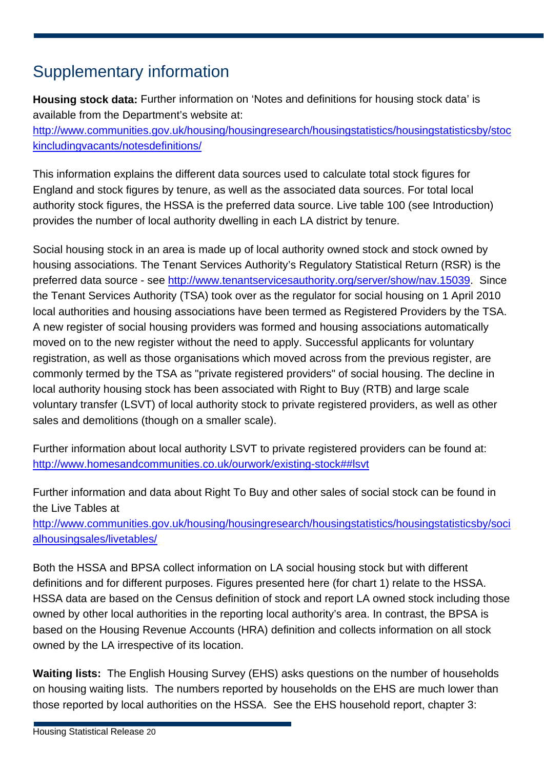## Supplementary information

**Housing stock data:** Further information on 'Notes and definitions for housing stock data' is available from the Department's website at: http://www.communities.gov.uk/housing/housingresearch/housingstatistics/housingstatisticsby/stockincludingvacants/notesdefinitions/

This information explains the different data sources used to calculate total stock figures for England and stock figures by tenure, as well as the associated data sources. For total local authority stock figures, the HSSA is the preferred data source. Live table 100 (see Introduction) provides the number of local authority dwelling in each LA district by tenure.

Social housing stock in an area is made up of local authority owned stock and stock owned by housing associations. The Tenant Services Authority's Regulatory Statistical Return (RSR) is the preferred data source - see http://www.tenantservicesauthority.org/server/show/nav.15039. Since the Tenant Services Authority (TSA) took over as the regulator for social housing on 1 April 2010 local authorities and housing associations have been termed as Registered Providers by the TSA. A new register of social housing providers was formed and housing associations automatically moved on to the new register without the need to apply. Successful applicants for voluntary registration, as well as those organisations which moved across from the previous register, are commonly termed by the TSA as "private registered providers" of social housing. The decline in local authority housing stock has been associated with Right to Buy (RTB) and large scale voluntary transfer (LSVT) of local authority stock to private registered providers, as well as other sales and demolitions (though on a smaller scale).

Further information about local authority LSVT to private registered providers can be found at: http://www.homesandcommunities.co.uk/ourwork/existing-stock##lsvt

Further information and data about Right To Buy and other sales of social stock can be found in the Live Tables at http://www.communities.gov.uk/housing/housingresearch/housingstatistics/housingstatisticsby/socialhousingsales/livetables/

Both the HSSA and BPSA collect information on LA social housing stock but with different definitions and for different purposes. Figures presented here (for chart 1) relate to the HSSA. HSSA data are based on the Census definition of stock and report LA owned stock including those owned by other local authorities in the reporting local authority's area. In contrast, the BPSA is based on the Housing Revenue Accounts (HRA) definition and collects information on all stock owned by the LA irrespective of its location.

**Waiting lists:** The English Housing Survey (EHS) asks questions on the number of households on housing waiting lists. The numbers reported by households on the EHS are much lower than those reported by local authorities on the HSSA. See the EHS household report, chapter 3: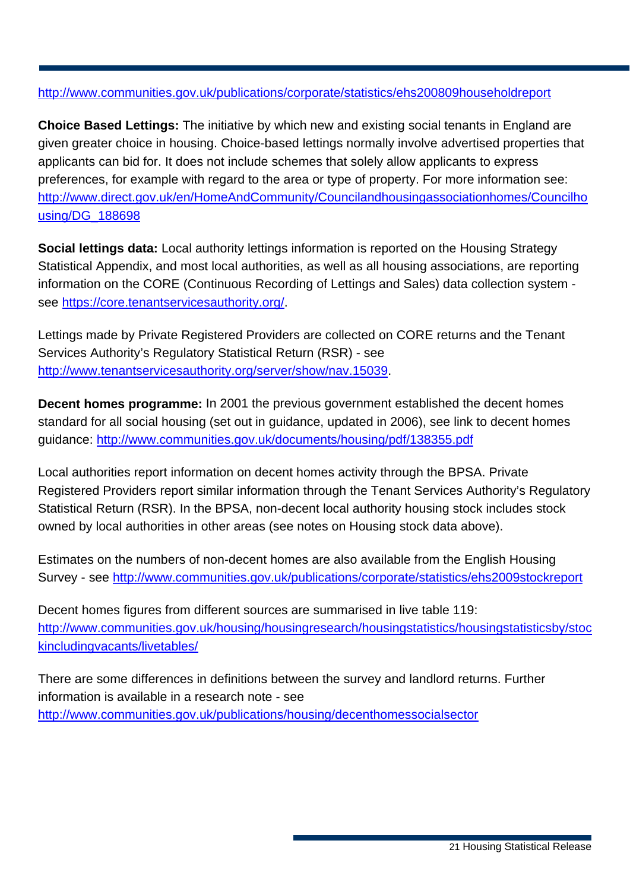http://www.communities.gov.uk/publications/corporate/statistics/ehs200809householdreport

**Choice Based Lettings:** The initiative by which new and existing social tenants in England are given greater choice in housing. Choice-based lettings normally involve advertised properties that applicants can bid for. It does not include schemes that solely allow applicants to express preferences, for example with regard to the area or type of property. For more information see: http://www.direct.gov.uk/en/HomeAndCommunity/Councilandhousingassociationhomes/Councilhousing/DG_188698

**Social lettings data:** Local authority lettings information is reported on the Housing Strategy Statistical Appendix, and most local authorities, as well as all housing associations, are reporting information on the CORE (Continuous Recording of Lettings and Sales) data collection system - see https://core.tenantservicesauthority.org/.

Lettings made by Private Registered Providers are collected on CORE returns and the Tenant Services Authority's Regulatory Statistical Return (RSR) - see http://www.tenantservicesauthority.org/server/show/nav.15039.

**Decent homes programme:** In 2001 the previous government established the decent homes standard for all social housing (set out in guidance, updated in 2006), see link to decent homes guidance: http://www.communities.gov.uk/documents/housing/pdf/138355.pdf

Local authorities report information on decent homes activity through the BPSA. Private Registered Providers report similar information through the Tenant Services Authority's Regulatory Statistical Return (RSR). In the BPSA, non-decent local authority housing stock includes stock owned by local authorities in other areas (see notes on Housing stock data above).

Estimates on the numbers of non-decent homes are also available from the English Housing Survey - see http://www.communities.gov.uk/publications/corporate/statistics/ehs2009stockreport

Decent homes figures from different sources are summarised in live table 119: http://www.communities.gov.uk/housing/housingresearch/housingstatistics/housingstatisticsby/stockincludingvacants/livetables/

There are some differences in definitions between the survey and landlord returns. Further information is available in a research note - see http://www.communities.gov.uk/publications/housing/decenthomessocialsector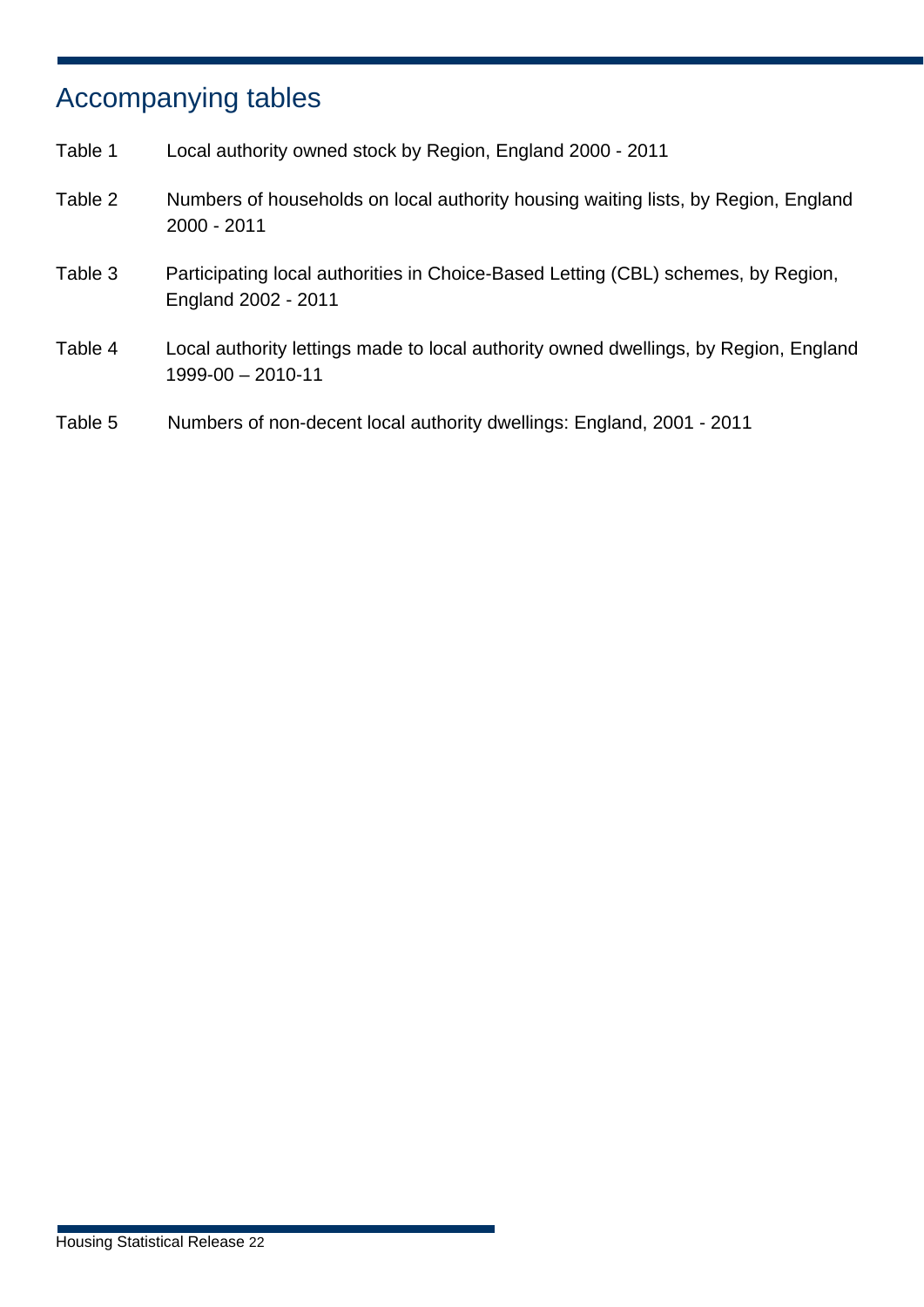## Accompanying tables

Table 1  Local authority owned stock by Region, England 2000 - 2011

Table 2  Numbers of households on local authority housing waiting lists, by Region, England 2000 - 2011

Table 3  Participating local authorities in Choice-Based Letting (CBL) schemes, by Region, England 2002 - 2011

Table 4  Local authority lettings made to local authority owned dwellings, by Region, England 1999-00 – 2010-11

Table 5  Numbers of non-decent local authority dwellings: England, 2001 - 2011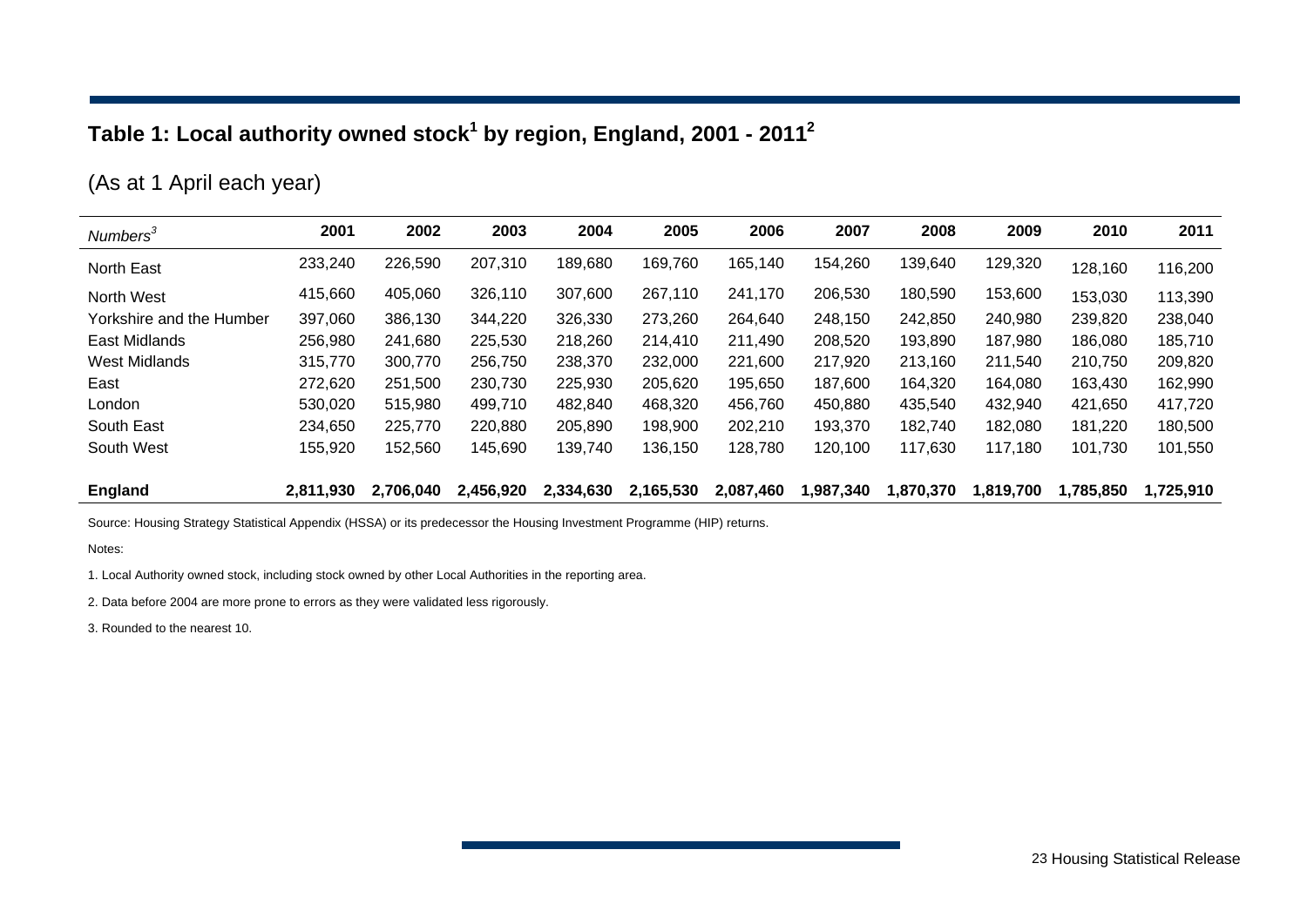## Table 1: Local authority owned stock[1] by region, England, 2001 - 2011[2]

(As at 1 April each year)

| *Numbers*[3] | 2001 | 2002 | 2003 | 2004 | 2005 | 2006 | 2007 | 2008 | 2009 | 2010 | 2011 |
|---|---|---|---|---|---|---|---|---|---|---|---|
| North East | 233,240 | 226,590 | 207,310 | 189,680 | 169,760 | 165,140 | 154,260 | 139,640 | 129,320 | 128,160 | 116,200 |
| North West | 415,660 | 405,060 | 326,110 | 307,600 | 267,110 | 241,170 | 206,530 | 180,590 | 153,600 | 153,030 | 113,390 |
| Yorkshire and the Humber | 397,060 | 386,130 | 344,220 | 326,330 | 273,260 | 264,640 | 248,150 | 242,850 | 240,980 | 239,820 | 238,040 |
| East Midlands | 256,980 | 241,680 | 225,530 | 218,260 | 214,410 | 211,490 | 208,520 | 193,890 | 187,980 | 186,080 | 185,710 |
| West Midlands | 315,770 | 300,770 | 256,750 | 238,370 | 232,000 | 221,600 | 217,920 | 213,160 | 211,540 | 210,750 | 209,820 |
| East | 272,620 | 251,500 | 230,730 | 225,930 | 205,620 | 195,650 | 187,600 | 164,320 | 164,080 | 163,430 | 162,990 |
| London | 530,020 | 515,980 | 499,710 | 482,840 | 468,320 | 456,760 | 450,880 | 435,540 | 432,940 | 421,650 | 417,720 |
| South East | 234,650 | 225,770 | 220,880 | 205,890 | 198,900 | 202,210 | 193,370 | 182,740 | 182,080 | 181,220 | 180,500 |
| South West | 155,920 | 152,560 | 145,690 | 139,740 | 136,150 | 128,780 | 120,100 | 117,630 | 117,180 | 101,730 | 101,550 |
| **England** | **2,811,930** | **2,706,040** | **2,456,920** | **2,334,630** | **2,165,530** | **2,087,460** | **1,987,340** | **1,870,370** | **1,819,700** | **1,785,850** | **1,725,910** |

Source: Housing Strategy Statistical Appendix (HSSA) or its predecessor the Housing Investment Programme (HIP) returns.

Notes:

1. Local Authority owned stock, including stock owned by other Local Authorities in the reporting area.

2. Data before 2004 are more prone to errors as they were validated less rigorously.

3. Rounded to the nearest 10.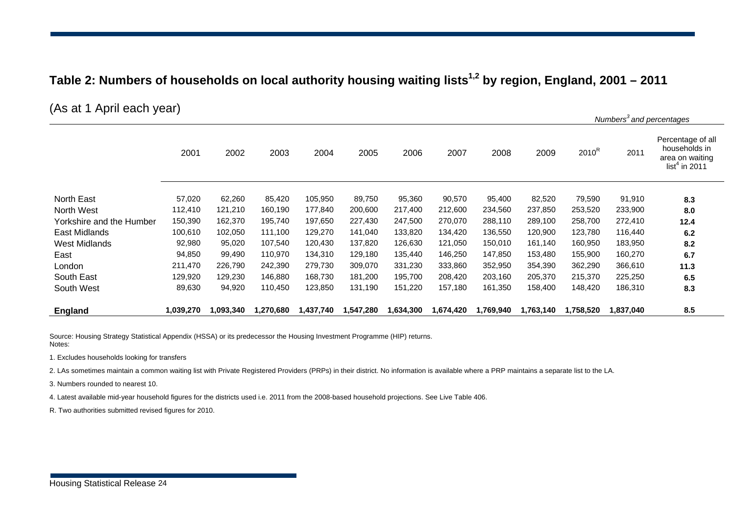## Table 2: Numbers of households on local authority housing waiting lists[1,2] by region, England, 2001 – 2011

(As at 1 April each year)

*Numbers[3] and percentages*

| | 2001 | 2002 | 2003 | 2004 | 2005 | 2006 | 2007 | 2008 | 2009 | 2010[R] | 2011 | Percentage of all households in area on waiting list[4] in 2011 |
|---|---|---|---|---|---|---|---|---|---|---|---|---|
| North East | 57,020 | 62,260 | 85,420 | 105,950 | 89,750 | 95,360 | 90,570 | 95,400 | 82,520 | 79,590 | 91,910 | **8.3** |
| North West | 112,410 | 121,210 | 160,190 | 177,840 | 200,600 | 217,400 | 212,600 | 234,560 | 237,850 | 253,520 | 233,900 | **8.0** |
| Yorkshire and the Humber | 150,390 | 162,370 | 195,740 | 197,650 | 227,430 | 247,500 | 270,070 | 288,110 | 289,100 | 258,700 | 272,410 | **12.4** |
| East Midlands | 100,610 | 102,050 | 111,100 | 129,270 | 141,040 | 133,820 | 134,420 | 136,550 | 120,900 | 123,780 | 116,440 | **6.2** |
| West Midlands | 92,980 | 95,020 | 107,540 | 120,430 | 137,820 | 126,630 | 121,050 | 150,010 | 161,140 | 160,950 | 183,950 | **8.2** |
| East | 94,850 | 99,490 | 110,970 | 134,310 | 129,180 | 135,440 | 146,250 | 147,850 | 153,480 | 155,900 | 160,270 | **6.7** |
| London | 211,470 | 226,790 | 242,390 | 279,730 | 309,070 | 331,230 | 333,860 | 352,950 | 354,390 | 362,290 | 366,610 | **11.3** |
| South East | 129,920 | 129,230 | 146,880 | 168,730 | 181,200 | 195,700 | 208,420 | 203,160 | 205,370 | 215,370 | 225,250 | **6.5** |
| South West | 89,630 | 94,920 | 110,450 | 123,850 | 131,190 | 151,220 | 157,180 | 161,350 | 158,400 | 148,420 | 186,310 | **8.3** |
| **England** | **1,039,270** | **1,093,340** | **1,270,680** | **1,437,740** | **1,547,280** | **1,634,300** | **1,674,420** | **1,769,940** | **1,763,140** | **1,758,520** | **1,837,040** | **8.5** |

Source: Housing Strategy Statistical Appendix (HSSA) or its predecessor the Housing Investment Programme (HIP) returns.

Notes:

1. Excludes households looking for transfers

2. LAs sometimes maintain a common waiting list with Private Registered Providers (PRPs) in their district. No information is available where a PRP maintains a separate list to the LA.

3. Numbers rounded to nearest 10.

4. Latest available mid-year household figures for the districts used i.e. 2011 from the 2008-based household projections. See Live Table 406.

R. Two authorities submitted revised figures for 2010.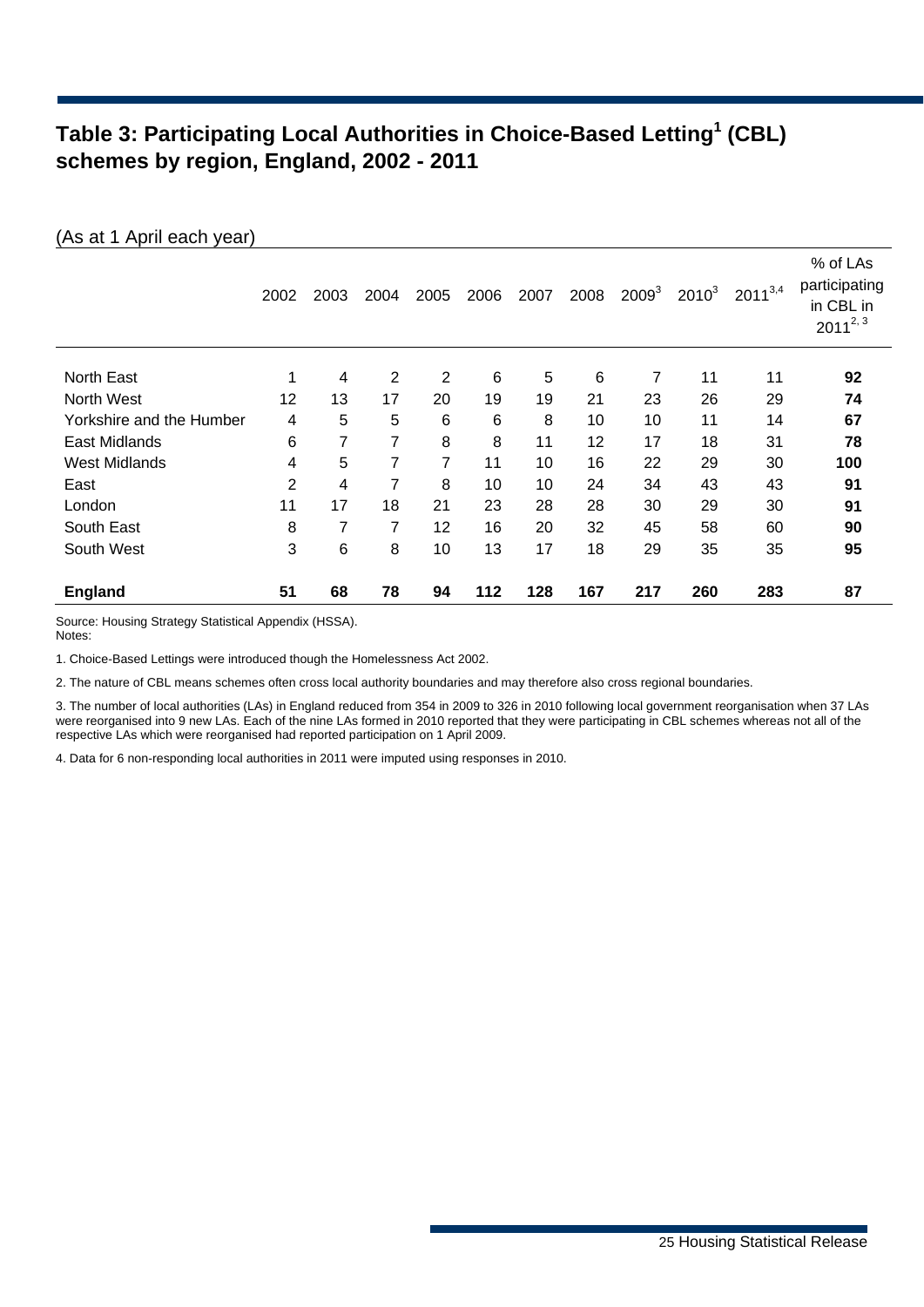## Table 3: Participating Local Authorities in Choice-Based Letting[1] (CBL) schemes by region, England, 2002 - 2011

(As at 1 April each year)

| | 2002 | 2003 | 2004 | 2005 | 2006 | 2007 | 2008 | 2009[3] | 2010[3] | 2011[3,4] | % of LAs participating in CBL in 2011[2, 3] |
|---|---|---|---|---|---|---|---|---|---|---|---|
| North East | 1 | 4 | 2 | 2 | 6 | 5 | 6 | 7 | 11 | 11 | **92** |
| North West | 12 | 13 | 17 | 20 | 19 | 19 | 21 | 23 | 26 | 29 | **74** |
| Yorkshire and the Humber | 4 | 5 | 5 | 6 | 6 | 8 | 10 | 10 | 11 | 14 | **67** |
| East Midlands | 6 | 7 | 7 | 8 | 8 | 11 | 12 | 17 | 18 | 31 | **78** |
| West Midlands | 4 | 5 | 7 | 7 | 11 | 10 | 16 | 22 | 29 | 30 | **100** |
| East | 2 | 4 | 7 | 8 | 10 | 10 | 24 | 34 | 43 | 43 | **91** |
| London | 11 | 17 | 18 | 21 | 23 | 28 | 28 | 30 | 29 | 30 | **91** |
| South East | 8 | 7 | 7 | 12 | 16 | 20 | 32 | 45 | 58 | 60 | **90** |
| South West | 3 | 6 | 8 | 10 | 13 | 17 | 18 | 29 | 35 | 35 | **95** |
| **England** | **51** | **68** | **78** | **94** | **112** | **128** | **167** | **217** | **260** | **283** | **87** |

Source: Housing Strategy Statistical Appendix (HSSA).
Notes:

1. Choice-Based Lettings were introduced though the Homelessness Act 2002.

2. The nature of CBL means schemes often cross local authority boundaries and may therefore also cross regional boundaries.

3. The number of local authorities (LAs) in England reduced from 354 in 2009 to 326 in 2010 following local government reorganisation when 37 LAs were reorganised into 9 new LAs. Each of the nine LAs formed in 2010 reported that they were participating in CBL schemes whereas not all of the respective LAs which were reorganised had reported participation on 1 April 2009.

4. Data for 6 non-responding local authorities in 2011 were imputed using responses in 2010.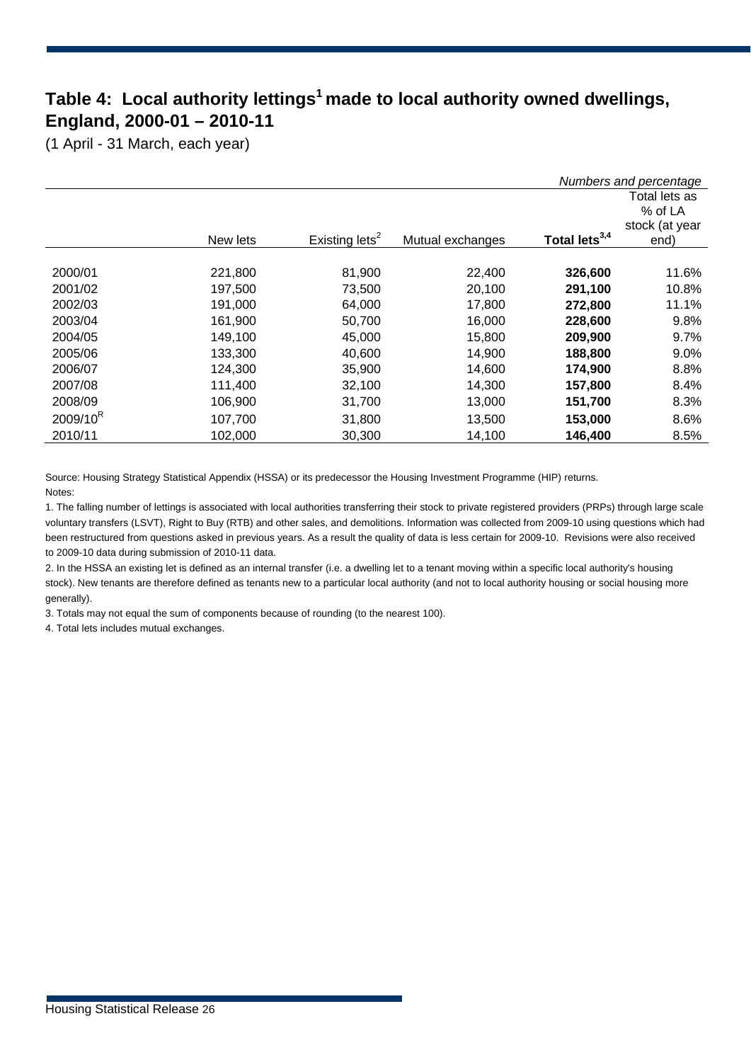## Table 4: Local authority lettings[1] made to local authority owned dwellings, England, 2000-01 – 2010-11

(1 April - 31 March, each year)

*Numbers and percentage*

| | New lets | Existing lets[2] | Mutual exchanges | **Total lets[3,4]** | Total lets as % of LA stock (at year end) |
|---|---|---|---|---|---|
| 2000/01 | 221,800 | 81,900 | 22,400 | **326,600** | 11.6% |
| 2001/02 | 197,500 | 73,500 | 20,100 | **291,100** | 10.8% |
| 2002/03 | 191,000 | 64,000 | 17,800 | **272,800** | 11.1% |
| 2003/04 | 161,900 | 50,700 | 16,000 | **228,600** | 9.8% |
| 2004/05 | 149,100 | 45,000 | 15,800 | **209,900** | 9.7% |
| 2005/06 | 133,300 | 40,600 | 14,900 | **188,800** | 9.0% |
| 2006/07 | 124,300 | 35,900 | 14,600 | **174,900** | 8.8% |
| 2007/08 | 111,400 | 32,100 | 14,300 | **157,800** | 8.4% |
| 2008/09 | 106,900 | 31,700 | 13,000 | **151,700** | 8.3% |
| 2009/10[R] | 107,700 | 31,800 | 13,500 | **153,000** | 8.6% |
| 2010/11 | 102,000 | 30,300 | 14,100 | **146,400** | 8.5% |

Source: Housing Strategy Statistical Appendix (HSSA) or its predecessor the Housing Investment Programme (HIP) returns.

Notes:

1. The falling number of lettings is associated with local authorities transferring their stock to private registered providers (PRPs) through large scale voluntary transfers (LSVT), Right to Buy (RTB) and other sales, and demolitions. Information was collected from 2009-10 using questions which had been restructured from questions asked in previous years. As a result the quality of data is less certain for 2009-10. Revisions were also received to 2009-10 data during submission of 2010-11 data.

2. In the HSSA an existing let is defined as an internal transfer (i.e. a dwelling let to a tenant moving within a specific local authority's housing stock). New tenants are therefore defined as tenants new to a particular local authority (and not to local authority housing or social housing more generally).

3. Totals may not equal the sum of components because of rounding (to the nearest 100).

4. Total lets includes mutual exchanges.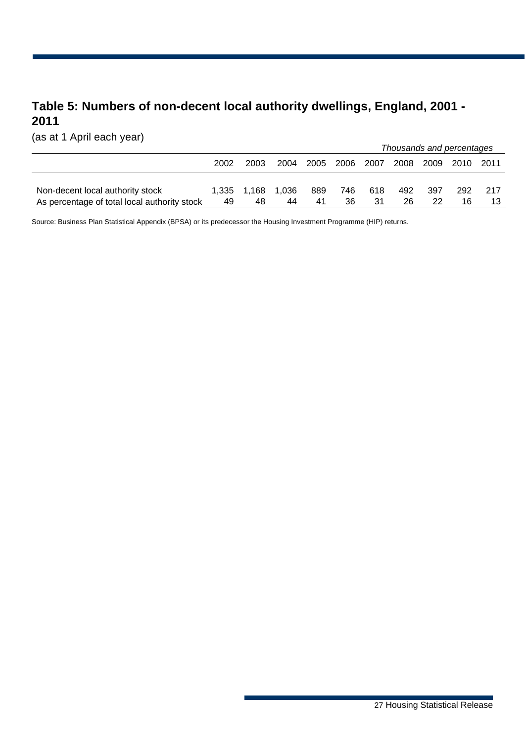## Table 5: Numbers of non-decent local authority dwellings, England, 2001 - 2011

(as at 1 April each year)

*Thousands and percentages*

| | 2002 | 2003 | 2004 | 2005 | 2006 | 2007 | 2008 | 2009 | 2010 | 2011 |
|---|---|---|---|---|---|---|---|---|---|---|
| Non-decent local authority stock | 1,335 | 1,168 | 1,036 | 889 | 746 | 618 | 492 | 397 | 292 | 217 |
| As percentage of total local authority stock | 49 | 48 | 44 | 41 | 36 | 31 | 26 | 22 | 16 | 13 |

Source: Business Plan Statistical Appendix (BPSA) or its predecessor the Housing Investment Programme (HIP) returns.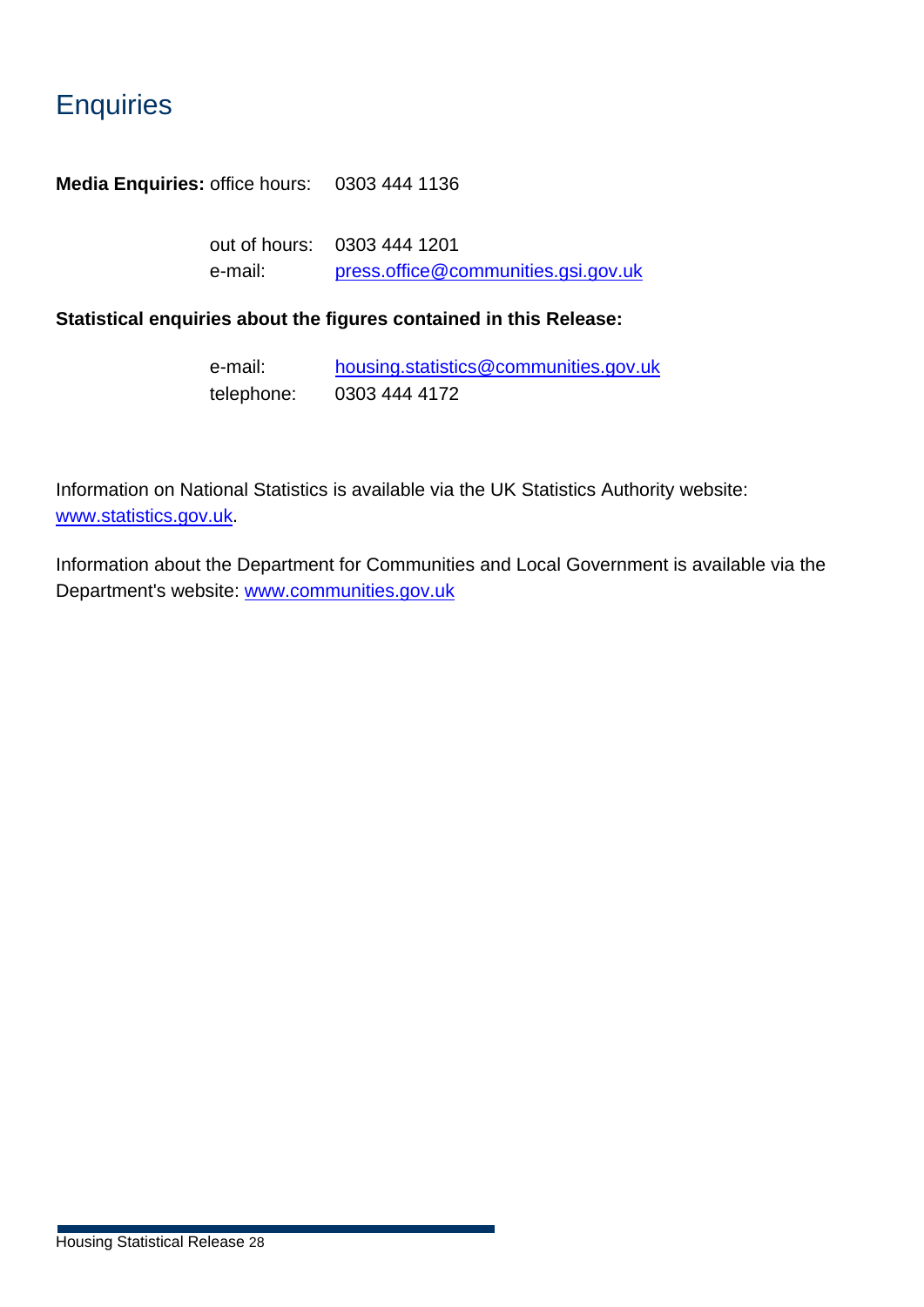# Enquiries

**Media Enquiries:** office hours: 0303 444 1136

out of hours: 0303 444 1201
e-mail: press.office@communities.gsi.gov.uk

**Statistical enquiries about the figures contained in this Release:**

e-mail: housing.statistics@communities.gov.uk
telephone: 0303 444 4172

Information on National Statistics is available via the UK Statistics Authority website: www.statistics.gov.uk.

Information about the Department for Communities and Local Government is available via the Department's website: www.communities.gov.uk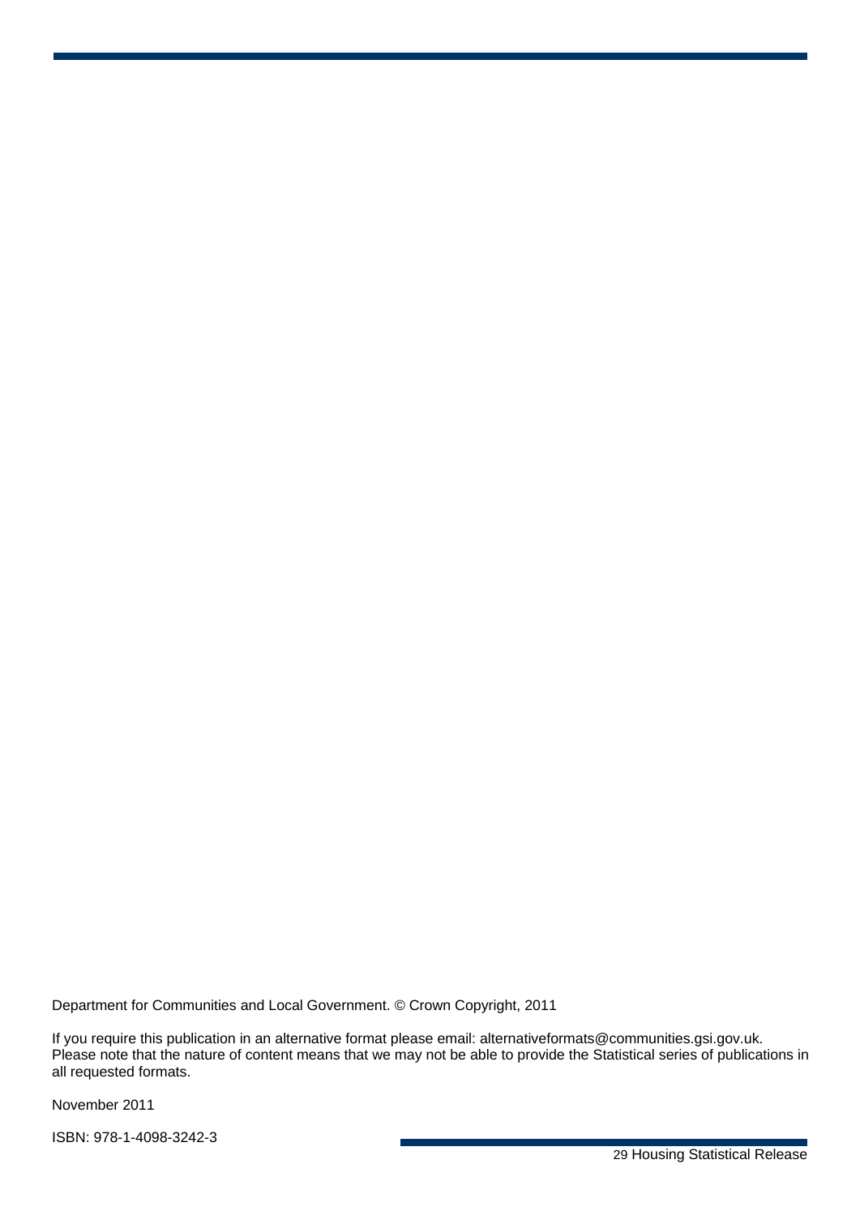Department for Communities and Local Government. © Crown Copyright, 2011

If you require this publication in an alternative format please email: alternativeformats@communities.gsi.gov.uk. Please note that the nature of content means that we may not be able to provide the Statistical series of publications in all requested formats.

November 2011

ISBN: 978-1-4098-3242-3